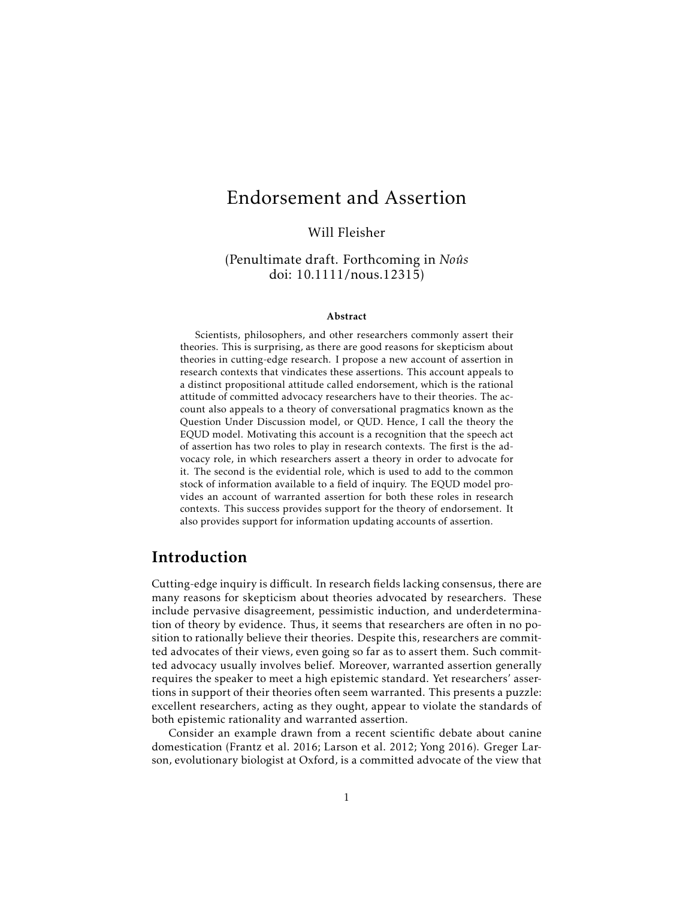# Endorsement and Assertion

Will Fleisher

(Penultimate draft. Forthcoming in *Noûs*
doi: 10.1111/nous.12315)

**Abstract**

Scientists, philosophers, and other researchers commonly assert their theories. This is surprising, as there are good reasons for skepticism about theories in cutting-edge research. I propose a new account of assertion in research contexts that vindicates these assertions. This account appeals to a distinct propositional attitude called endorsement, which is the rational attitude of committed advocacy researchers have to their theories. The account also appeals to a theory of conversational pragmatics known as the Question Under Discussion model, or QUD. Hence, I call the theory the EQUD model. Motivating this account is a recognition that the speech act of assertion has two roles to play in research contexts. The first is the advocacy role, in which researchers assert a theory in order to advocate for it. The second is the evidential role, which is used to add to the common stock of information available to a field of inquiry. The EQUD model provides an account of warranted assertion for both these roles in research contexts. This success provides support for the theory of endorsement. It also provides support for information updating accounts of assertion.

## Introduction

Cutting-edge inquiry is difficult. In research fields lacking consensus, there are many reasons for skepticism about theories advocated by researchers. These include pervasive disagreement, pessimistic induction, and underdetermination of theory by evidence. Thus, it seems that researchers are often in no position to rationally believe their theories. Despite this, researchers are committed advocates of their views, even going so far as to assert them. Such committed advocacy usually involves belief. Moreover, warranted assertion generally requires the speaker to meet a high epistemic standard. Yet researchers' assertions in support of their theories often seem warranted. This presents a puzzle: excellent researchers, acting as they ought, appear to violate the standards of both epistemic rationality and warranted assertion.

Consider an example drawn from a recent scientific debate about canine domestication (Frantz et al. 2016; Larson et al. 2012; Yong 2016). Greger Larson, evolutionary biologist at Oxford, is a committed advocate of the view that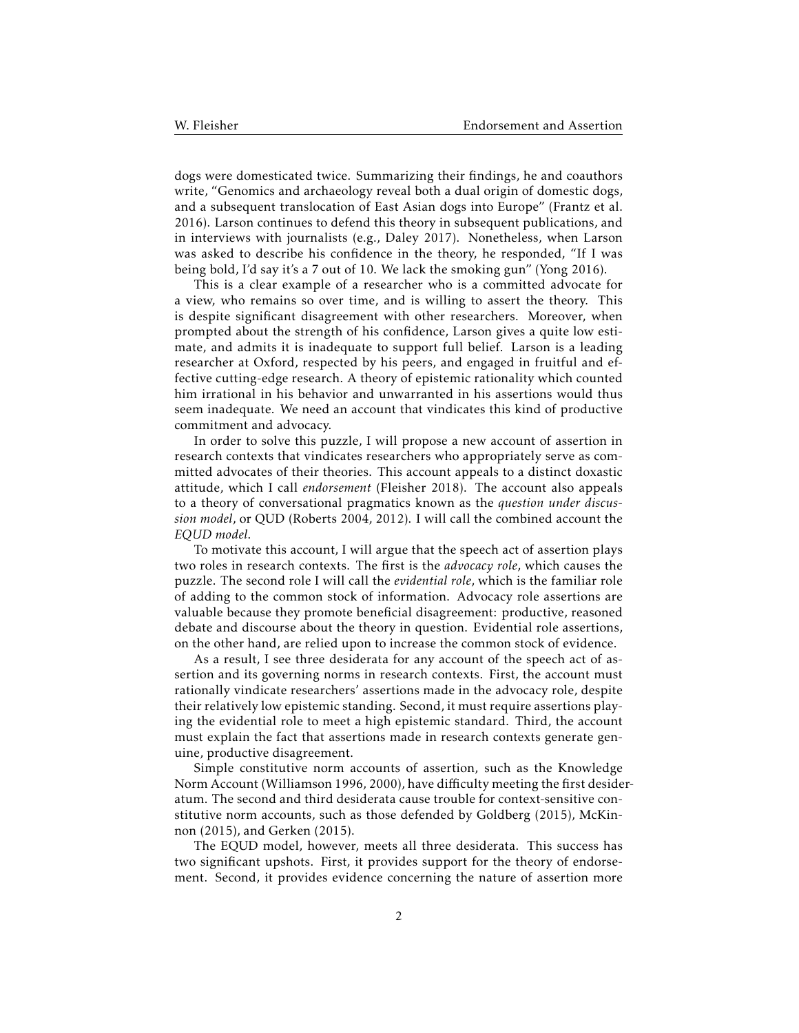dogs were domesticated twice. Summarizing their findings, he and coauthors write, "Genomics and archaeology reveal both a dual origin of domestic dogs, and a subsequent translocation of East Asian dogs into Europe" (Frantz et al. 2016). Larson continues to defend this theory in subsequent publications, and in interviews with journalists (e.g., Daley 2017). Nonetheless, when Larson was asked to describe his confidence in the theory, he responded, "If I was being bold, I'd say it's a 7 out of 10. We lack the smoking gun" (Yong 2016).

This is a clear example of a researcher who is a committed advocate for a view, who remains so over time, and is willing to assert the theory. This is despite significant disagreement with other researchers. Moreover, when prompted about the strength of his confidence, Larson gives a quite low estimate, and admits it is inadequate to support full belief. Larson is a leading researcher at Oxford, respected by his peers, and engaged in fruitful and effective cutting-edge research. A theory of epistemic rationality which counted him irrational in his behavior and unwarranted in his assertions would thus seem inadequate. We need an account that vindicates this kind of productive commitment and advocacy.

In order to solve this puzzle, I will propose a new account of assertion in research contexts that vindicates researchers who appropriately serve as committed advocates of their theories. This account appeals to a distinct doxastic attitude, which I call *endorsement* (Fleisher 2018). The account also appeals to a theory of conversational pragmatics known as the *question under discussion model*, or QUD (Roberts 2004, 2012). I will call the combined account the *EQUD model*.

To motivate this account, I will argue that the speech act of assertion plays two roles in research contexts. The first is the *advocacy role*, which causes the puzzle. The second role I will call the *evidential role*, which is the familiar role of adding to the common stock of information. Advocacy role assertions are valuable because they promote beneficial disagreement: productive, reasoned debate and discourse about the theory in question. Evidential role assertions, on the other hand, are relied upon to increase the common stock of evidence.

As a result, I see three desiderata for any account of the speech act of assertion and its governing norms in research contexts. First, the account must rationally vindicate researchers' assertions made in the advocacy role, despite their relatively low epistemic standing. Second, it must require assertions playing the evidential role to meet a high epistemic standard. Third, the account must explain the fact that assertions made in research contexts generate genuine, productive disagreement.

Simple constitutive norm accounts of assertion, such as the Knowledge Norm Account (Williamson 1996, 2000), have difficulty meeting the first desideratum. The second and third desiderata cause trouble for context-sensitive constitutive norm accounts, such as those defended by Goldberg (2015), McKinnon (2015), and Gerken (2015).

The EQUD model, however, meets all three desiderata. This success has two significant upshots. First, it provides support for the theory of endorsement. Second, it provides evidence concerning the nature of assertion more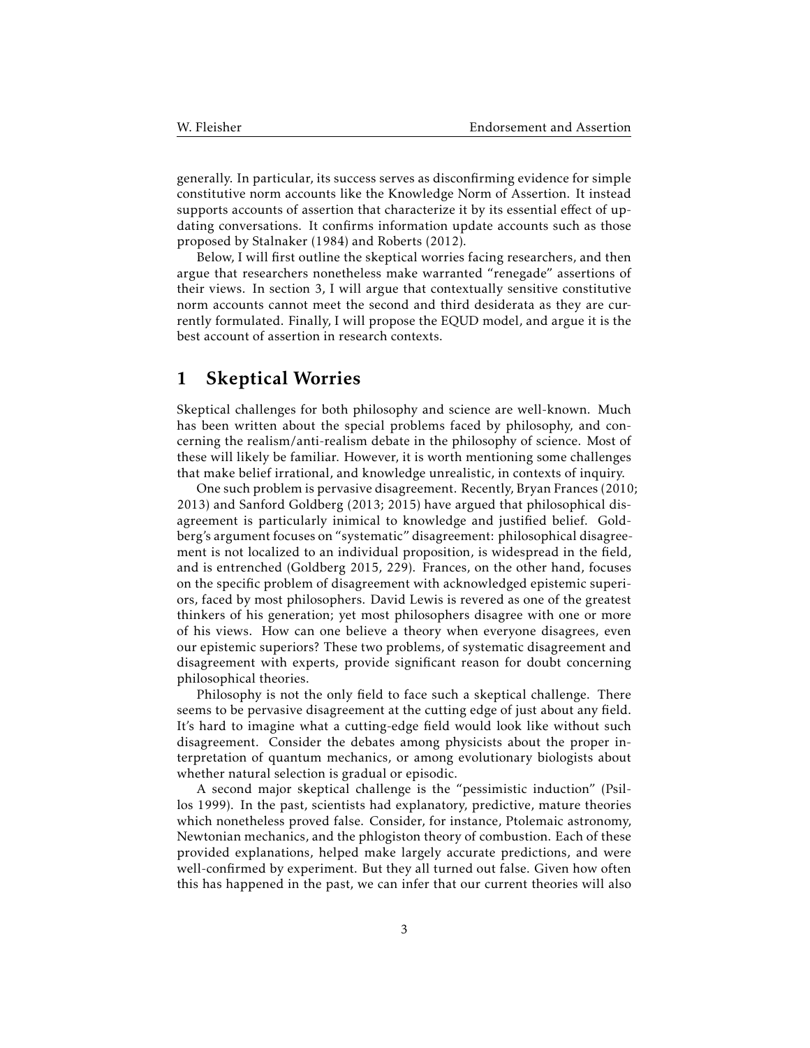generally. In particular, its success serves as disconfirming evidence for simple constitutive norm accounts like the Knowledge Norm of Assertion. It instead supports accounts of assertion that characterize it by its essential effect of updating conversations. It confirms information update accounts such as those proposed by Stalnaker (1984) and Roberts (2012).

Below, I will first outline the skeptical worries facing researchers, and then argue that researchers nonetheless make warranted "renegade" assertions of their views. In section 3, I will argue that contextually sensitive constitutive norm accounts cannot meet the second and third desiderata as they are currently formulated. Finally, I will propose the EQUD model, and argue it is the best account of assertion in research contexts.

## 1 Skeptical Worries

Skeptical challenges for both philosophy and science are well-known. Much has been written about the special problems faced by philosophy, and concerning the realism/anti-realism debate in the philosophy of science. Most of these will likely be familiar. However, it is worth mentioning some challenges that make belief irrational, and knowledge unrealistic, in contexts of inquiry.

One such problem is pervasive disagreement. Recently, Bryan Frances (2010; 2013) and Sanford Goldberg (2013; 2015) have argued that philosophical disagreement is particularly inimical to knowledge and justified belief. Goldberg's argument focuses on "systematic" disagreement: philosophical disagreement is not localized to an individual proposition, is widespread in the field, and is entrenched (Goldberg 2015, 229). Frances, on the other hand, focuses on the specific problem of disagreement with acknowledged epistemic superiors, faced by most philosophers. David Lewis is revered as one of the greatest thinkers of his generation; yet most philosophers disagree with one or more of his views. How can one believe a theory when everyone disagrees, even our epistemic superiors? These two problems, of systematic disagreement and disagreement with experts, provide significant reason for doubt concerning philosophical theories.

Philosophy is not the only field to face such a skeptical challenge. There seems to be pervasive disagreement at the cutting edge of just about any field. It's hard to imagine what a cutting-edge field would look like without such disagreement. Consider the debates among physicists about the proper interpretation of quantum mechanics, or among evolutionary biologists about whether natural selection is gradual or episodic.

A second major skeptical challenge is the "pessimistic induction" (Psillos 1999). In the past, scientists had explanatory, predictive, mature theories which nonetheless proved false. Consider, for instance, Ptolemaic astronomy, Newtonian mechanics, and the phlogiston theory of combustion. Each of these provided explanations, helped make largely accurate predictions, and were well-confirmed by experiment. But they all turned out false. Given how often this has happened in the past, we can infer that our current theories will also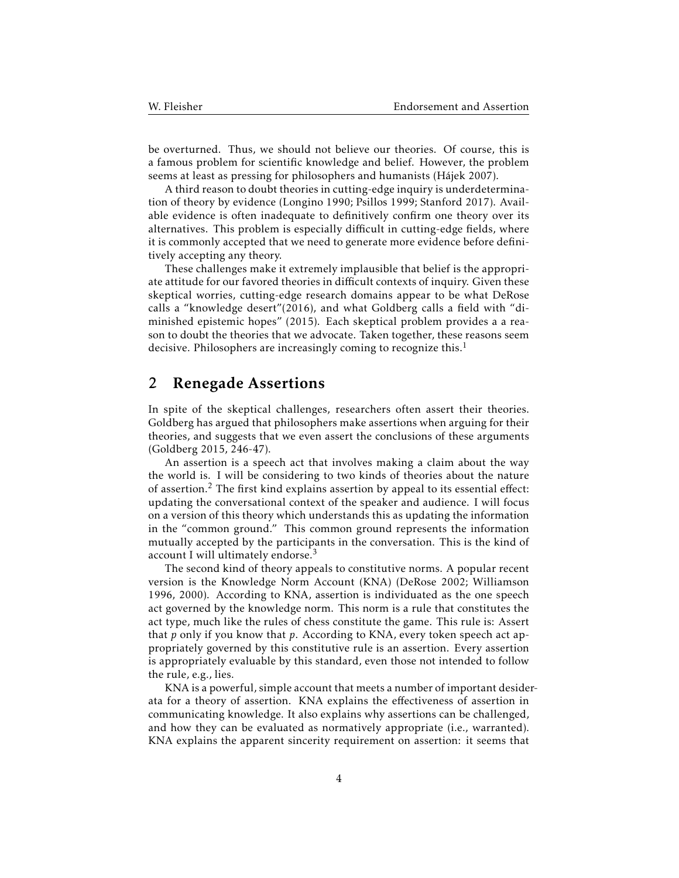be overturned. Thus, we should not believe our theories. Of course, this is a famous problem for scientific knowledge and belief. However, the problem seems at least as pressing for philosophers and humanists (Hájek 2007).

A third reason to doubt theories in cutting-edge inquiry is underdetermination of theory by evidence (Longino 1990; Psillos 1999; Stanford 2017). Available evidence is often inadequate to definitively confirm one theory over its alternatives. This problem is especially difficult in cutting-edge fields, where it is commonly accepted that we need to generate more evidence before definitively accepting any theory.

These challenges make it extremely implausible that belief is the appropriate attitude for our favored theories in difficult contexts of inquiry. Given these skeptical worries, cutting-edge research domains appear to be what DeRose calls a "knowledge desert"(2016), and what Goldberg calls a field with "diminished epistemic hopes" (2015). Each skeptical problem provides a a reason to doubt the theories that we advocate. Taken together, these reasons seem decisive. Philosophers are increasingly coming to recognize this.[1]

## 2 Renegade Assertions

In spite of the skeptical challenges, researchers often assert their theories. Goldberg has argued that philosophers make assertions when arguing for their theories, and suggests that we even assert the conclusions of these arguments (Goldberg 2015, 246-47).

An assertion is a speech act that involves making a claim about the way the world is. I will be considering to two kinds of theories about the nature of assertion.[2] The first kind explains assertion by appeal to its essential effect: updating the conversational context of the speaker and audience. I will focus on a version of this theory which understands this as updating the information in the "common ground." This common ground represents the information mutually accepted by the participants in the conversation. This is the kind of account I will ultimately endorse.[3]

The second kind of theory appeals to constitutive norms. A popular recent version is the Knowledge Norm Account (KNA) (DeRose 2002; Williamson 1996, 2000). According to KNA, assertion is individuated as the one speech act governed by the knowledge norm. This norm is a rule that constitutes the act type, much like the rules of chess constitute the game. This rule is: Assert that *p* only if you know that *p*. According to KNA, every token speech act appropriately governed by this constitutive rule is an assertion. Every assertion is appropriately evaluable by this standard, even those not intended to follow the rule, e.g., lies.

KNA is a powerful, simple account that meets a number of important desiderata for a theory of assertion. KNA explains the effectiveness of assertion in communicating knowledge. It also explains why assertions can be challenged, and how they can be evaluated as normatively appropriate (i.e., warranted). KNA explains the apparent sincerity requirement on assertion: it seems that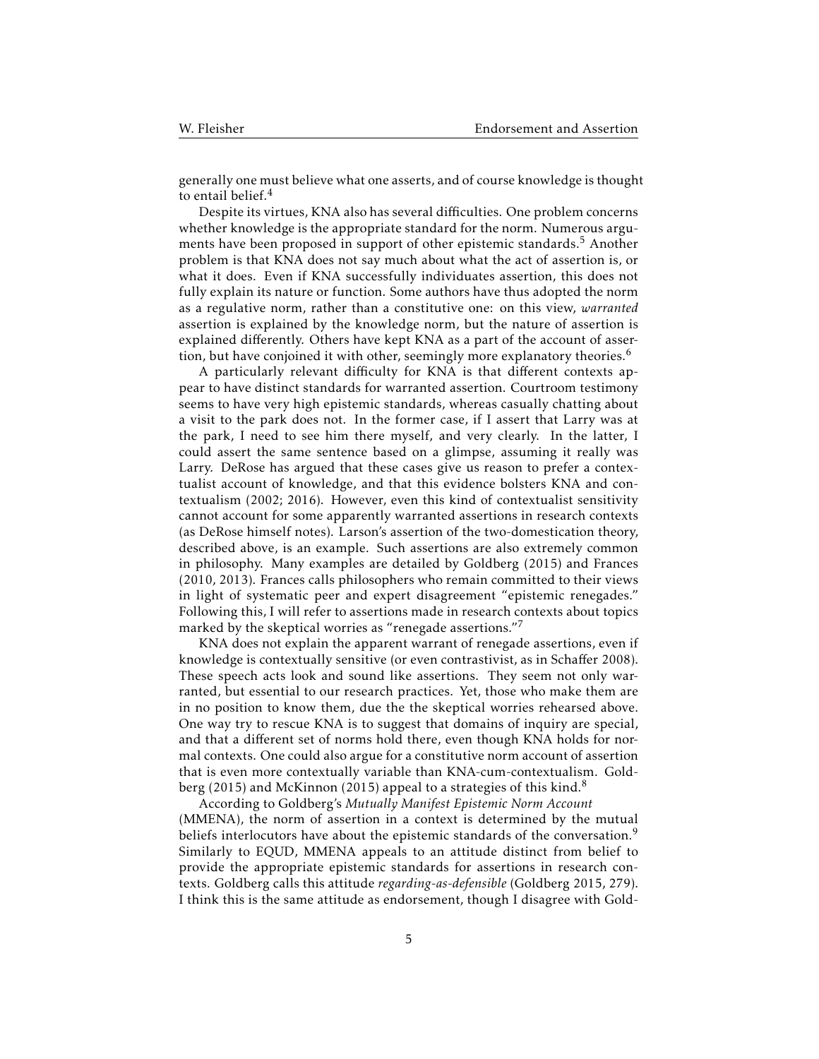generally one must believe what one asserts, and of course knowledge is thought to entail belief.[4]

Despite its virtues, KNA also has several difficulties. One problem concerns whether knowledge is the appropriate standard for the norm. Numerous arguments have been proposed in support of other epistemic standards.[5] Another problem is that KNA does not say much about what the act of assertion is, or what it does. Even if KNA successfully individuates assertion, this does not fully explain its nature or function. Some authors have thus adopted the norm as a regulative norm, rather than a constitutive one: on this view, *warranted* assertion is explained by the knowledge norm, but the nature of assertion is explained differently. Others have kept KNA as a part of the account of assertion, but have conjoined it with other, seemingly more explanatory theories.[6]

A particularly relevant difficulty for KNA is that different contexts appear to have distinct standards for warranted assertion. Courtroom testimony seems to have very high epistemic standards, whereas casually chatting about a visit to the park does not. In the former case, if I assert that Larry was at the park, I need to see him there myself, and very clearly. In the latter, I could assert the same sentence based on a glimpse, assuming it really was Larry. DeRose has argued that these cases give us reason to prefer a contextualist account of knowledge, and that this evidence bolsters KNA and contextualism (2002; 2016). However, even this kind of contextualist sensitivity cannot account for some apparently warranted assertions in research contexts (as DeRose himself notes). Larson's assertion of the two-domestication theory, described above, is an example. Such assertions are also extremely common in philosophy. Many examples are detailed by Goldberg (2015) and Frances (2010, 2013). Frances calls philosophers who remain committed to their views in light of systematic peer and expert disagreement "epistemic renegades." Following this, I will refer to assertions made in research contexts about topics marked by the skeptical worries as "renegade assertions."[7]

KNA does not explain the apparent warrant of renegade assertions, even if knowledge is contextually sensitive (or even contrastivist, as in Schaffer 2008). These speech acts look and sound like assertions. They seem not only warranted, but essential to our research practices. Yet, those who make them are in no position to know them, due the the skeptical worries rehearsed above. One way try to rescue KNA is to suggest that domains of inquiry are special, and that a different set of norms hold there, even though KNA holds for normal contexts. One could also argue for a constitutive norm account of assertion that is even more contextually variable than KNA-cum-contextualism. Goldberg (2015) and McKinnon (2015) appeal to a strategies of this kind.[8]

According to Goldberg's *Mutually Manifest Epistemic Norm Account* (MMENA), the norm of assertion in a context is determined by the mutual beliefs interlocutors have about the epistemic standards of the conversation.[9] Similarly to EQUD, MMENA appeals to an attitude distinct from belief to provide the appropriate epistemic standards for assertions in research contexts. Goldberg calls this attitude *regarding-as-defensible* (Goldberg 2015, 279). I think this is the same attitude as endorsement, though I disagree with Gold-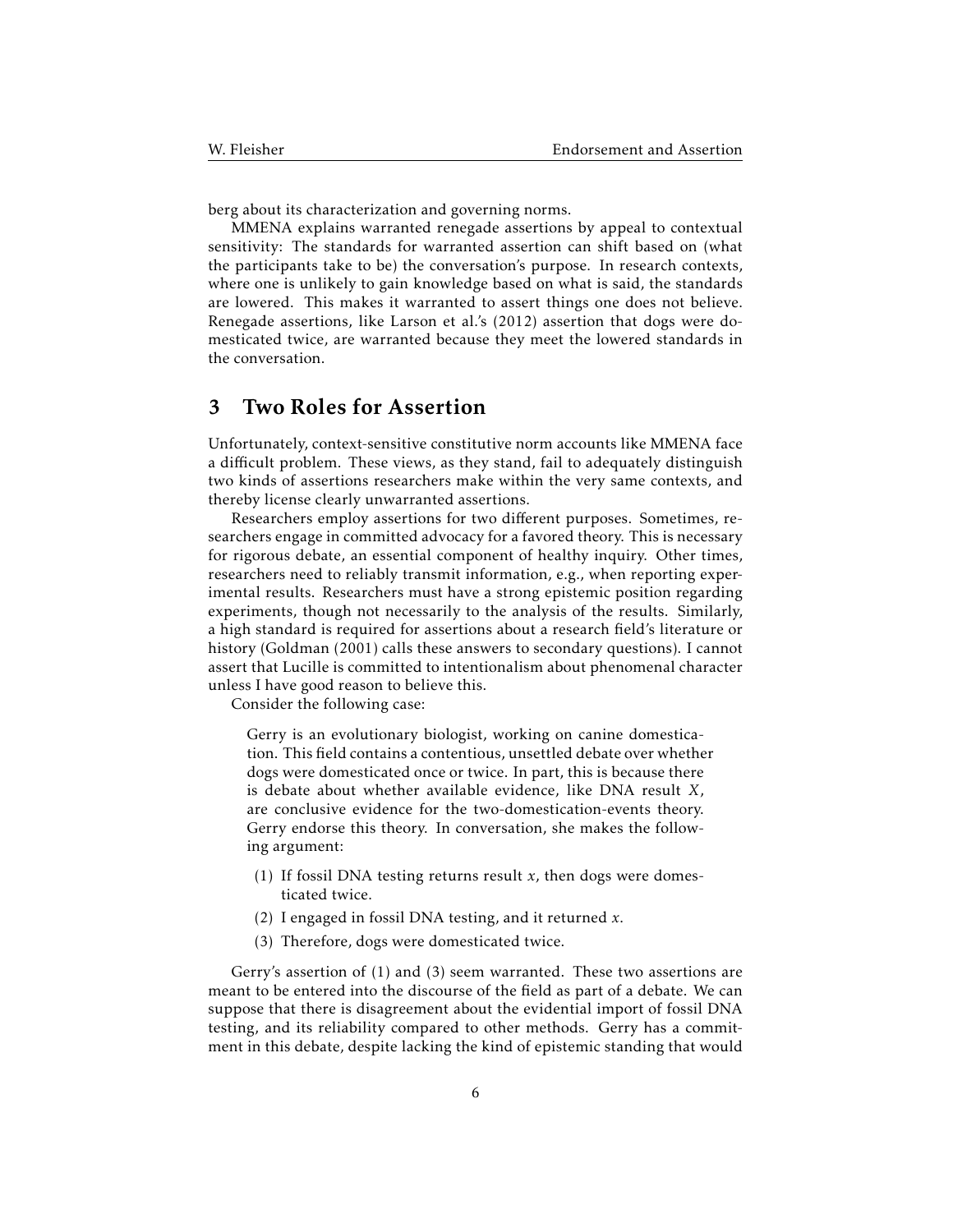berg about its characterization and governing norms.

MMENA explains warranted renegade assertions by appeal to contextual sensitivity: The standards for warranted assertion can shift based on (what the participants take to be) the conversation's purpose. In research contexts, where one is unlikely to gain knowledge based on what is said, the standards are lowered. This makes it warranted to assert things one does not believe. Renegade assertions, like Larson et al.'s (2012) assertion that dogs were domesticated twice, are warranted because they meet the lowered standards in the conversation.

## 3 Two Roles for Assertion

Unfortunately, context-sensitive constitutive norm accounts like MMENA face a difficult problem. These views, as they stand, fail to adequately distinguish two kinds of assertions researchers make within the very same contexts, and thereby license clearly unwarranted assertions.

Researchers employ assertions for two different purposes. Sometimes, researchers engage in committed advocacy for a favored theory. This is necessary for rigorous debate, an essential component of healthy inquiry. Other times, researchers need to reliably transmit information, e.g., when reporting experimental results. Researchers must have a strong epistemic position regarding experiments, though not necessarily to the analysis of the results. Similarly, a high standard is required for assertions about a research field's literature or history (Goldman (2001) calls these answers to secondary questions). I cannot assert that Lucille is committed to intentionalism about phenomenal character unless I have good reason to believe this.

Consider the following case:

> Gerry is an evolutionary biologist, working on canine domestication. This field contains a contentious, unsettled debate over whether dogs were domesticated once or twice. In part, this is because there is debate about whether available evidence, like DNA result $X$, are conclusive evidence for the two-domestication-events theory. Gerry endorse this theory. In conversation, she makes the following argument:
>
> (1) If fossil DNA testing returns result $x$, then dogs were domesticated twice.
>
> (2) I engaged in fossil DNA testing, and it returned $x$.
>
> (3) Therefore, dogs were domesticated twice.

Gerry's assertion of (1) and (3) seem warranted. These two assertions are meant to be entered into the discourse of the field as part of a debate. We can suppose that there is disagreement about the evidential import of fossil DNA testing, and its reliability compared to other methods. Gerry has a commitment in this debate, despite lacking the kind of epistemic standing that would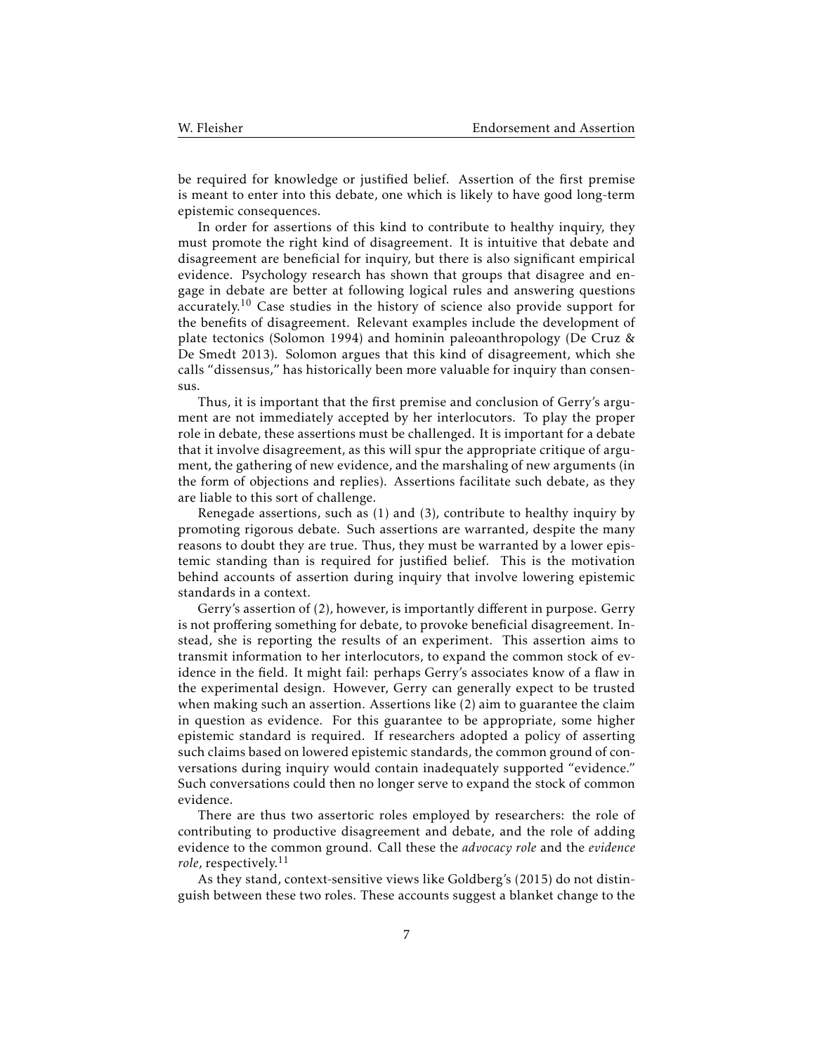be required for knowledge or justified belief. Assertion of the first premise is meant to enter into this debate, one which is likely to have good long-term epistemic consequences.

In order for assertions of this kind to contribute to healthy inquiry, they must promote the right kind of disagreement. It is intuitive that debate and disagreement are beneficial for inquiry, but there is also significant empirical evidence. Psychology research has shown that groups that disagree and engage in debate are better at following logical rules and answering questions accurately.[10] Case studies in the history of science also provide support for the benefits of disagreement. Relevant examples include the development of plate tectonics (Solomon 1994) and hominin paleoanthropology (De Cruz & De Smedt 2013). Solomon argues that this kind of disagreement, which she calls "dissensus," has historically been more valuable for inquiry than consensus.

Thus, it is important that the first premise and conclusion of Gerry's argument are not immediately accepted by her interlocutors. To play the proper role in debate, these assertions must be challenged. It is important for a debate that it involve disagreement, as this will spur the appropriate critique of argument, the gathering of new evidence, and the marshaling of new arguments (in the form of objections and replies). Assertions facilitate such debate, as they are liable to this sort of challenge.

Renegade assertions, such as (1) and (3), contribute to healthy inquiry by promoting rigorous debate. Such assertions are warranted, despite the many reasons to doubt they are true. Thus, they must be warranted by a lower epistemic standing than is required for justified belief. This is the motivation behind accounts of assertion during inquiry that involve lowering epistemic standards in a context.

Gerry's assertion of (2), however, is importantly different in purpose. Gerry is not proffering something for debate, to provoke beneficial disagreement. Instead, she is reporting the results of an experiment. This assertion aims to transmit information to her interlocutors, to expand the common stock of evidence in the field. It might fail: perhaps Gerry's associates know of a flaw in the experimental design. However, Gerry can generally expect to be trusted when making such an assertion. Assertions like (2) aim to guarantee the claim in question as evidence. For this guarantee to be appropriate, some higher epistemic standard is required. If researchers adopted a policy of asserting such claims based on lowered epistemic standards, the common ground of conversations during inquiry would contain inadequately supported "evidence." Such conversations could then no longer serve to expand the stock of common evidence.

There are thus two assertoric roles employed by researchers: the role of contributing to productive disagreement and debate, and the role of adding evidence to the common ground. Call these the *advocacy role* and the *evidence role*, respectively.[11]

As they stand, context-sensitive views like Goldberg's (2015) do not distinguish between these two roles. These accounts suggest a blanket change to the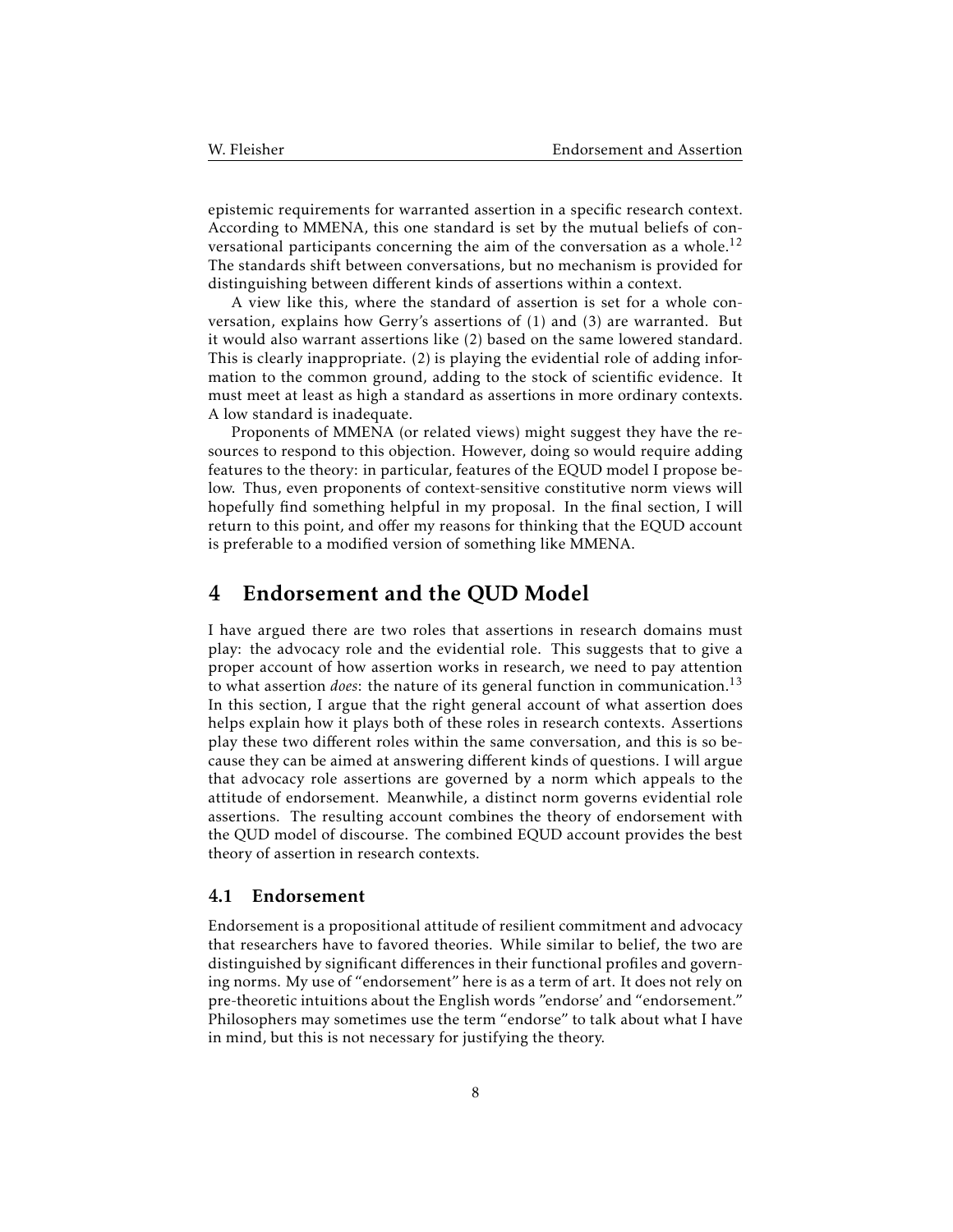epistemic requirements for warranted assertion in a specific research context. According to MMENA, this one standard is set by the mutual beliefs of conversational participants concerning the aim of the conversation as a whole.[12] The standards shift between conversations, but no mechanism is provided for distinguishing between different kinds of assertions within a context.

A view like this, where the standard of assertion is set for a whole conversation, explains how Gerry's assertions of (1) and (3) are warranted. But it would also warrant assertions like (2) based on the same lowered standard. This is clearly inappropriate. (2) is playing the evidential role of adding information to the common ground, adding to the stock of scientific evidence. It must meet at least as high a standard as assertions in more ordinary contexts. A low standard is inadequate.

Proponents of MMENA (or related views) might suggest they have the resources to respond to this objection. However, doing so would require adding features to the theory: in particular, features of the EQUD model I propose below. Thus, even proponents of context-sensitive constitutive norm views will hopefully find something helpful in my proposal. In the final section, I will return to this point, and offer my reasons for thinking that the EQUD account is preferable to a modified version of something like MMENA.

## 4 Endorsement and the QUD Model

I have argued there are two roles that assertions in research domains must play: the advocacy role and the evidential role. This suggests that to give a proper account of how assertion works in research, we need to pay attention to what assertion *does*: the nature of its general function in communication.[13] In this section, I argue that the right general account of what assertion does helps explain how it plays both of these roles in research contexts. Assertions play these two different roles within the same conversation, and this is so because they can be aimed at answering different kinds of questions. I will argue that advocacy role assertions are governed by a norm which appeals to the attitude of endorsement. Meanwhile, a distinct norm governs evidential role assertions. The resulting account combines the theory of endorsement with the QUD model of discourse. The combined EQUD account provides the best theory of assertion in research contexts.

### 4.1 Endorsement

Endorsement is a propositional attitude of resilient commitment and advocacy that researchers have to favored theories. While similar to belief, the two are distinguished by significant differences in their functional profiles and governing norms. My use of "endorsement" here is as a term of art. It does not rely on pre-theoretic intuitions about the English words "endorse' and "endorsement." Philosophers may sometimes use the term "endorse" to talk about what I have in mind, but this is not necessary for justifying the theory.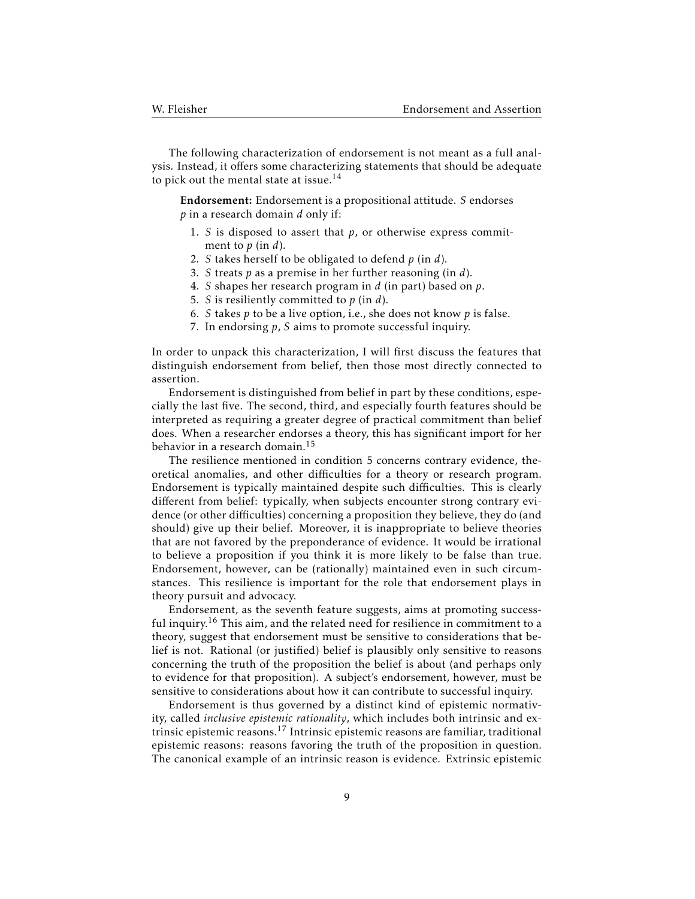The following characterization of endorsement is not meant as a full analysis. Instead, it offers some characterizing statements that should be adequate to pick out the mental state at issue.[14]

> **Endorsement:** Endorsement is a propositional attitude. *S* endorses *p* in a research domain *d* only if:
>
> 1. *S* is disposed to assert that *p*, or otherwise express commitment to *p* (in *d*).
> 2. *S* takes herself to be obligated to defend *p* (in *d*).
> 3. *S* treats *p* as a premise in her further reasoning (in *d*).
> 4. *S* shapes her research program in *d* (in part) based on *p*.
> 5. *S* is resiliently committed to *p* (in *d*).
> 6. *S* takes *p* to be a live option, i.e., she does not know *p* is false.
> 7. In endorsing *p*, *S* aims to promote successful inquiry.

In order to unpack this characterization, I will first discuss the features that distinguish endorsement from belief, then those most directly connected to assertion.

Endorsement is distinguished from belief in part by these conditions, especially the last five. The second, third, and especially fourth features should be interpreted as requiring a greater degree of practical commitment than belief does. When a researcher endorses a theory, this has significant import for her behavior in a research domain.[15]

The resilience mentioned in condition 5 concerns contrary evidence, theoretical anomalies, and other difficulties for a theory or research program. Endorsement is typically maintained despite such difficulties. This is clearly different from belief: typically, when subjects encounter strong contrary evidence (or other difficulties) concerning a proposition they believe, they do (and should) give up their belief. Moreover, it is inappropriate to believe theories that are not favored by the preponderance of evidence. It would be irrational to believe a proposition if you think it is more likely to be false than true. Endorsement, however, can be (rationally) maintained even in such circumstances. This resilience is important for the role that endorsement plays in theory pursuit and advocacy.

Endorsement, as the seventh feature suggests, aims at promoting successful inquiry.[16] This aim, and the related need for resilience in commitment to a theory, suggest that endorsement must be sensitive to considerations that belief is not. Rational (or justified) belief is plausibly only sensitive to reasons concerning the truth of the proposition the belief is about (and perhaps only to evidence for that proposition). A subject's endorsement, however, must be sensitive to considerations about how it can contribute to successful inquiry.

Endorsement is thus governed by a distinct kind of epistemic normativity, called *inclusive epistemic rationality*, which includes both intrinsic and extrinsic epistemic reasons.[17] Intrinsic epistemic reasons are familiar, traditional epistemic reasons: reasons favoring the truth of the proposition in question. The canonical example of an intrinsic reason is evidence. Extrinsic epistemic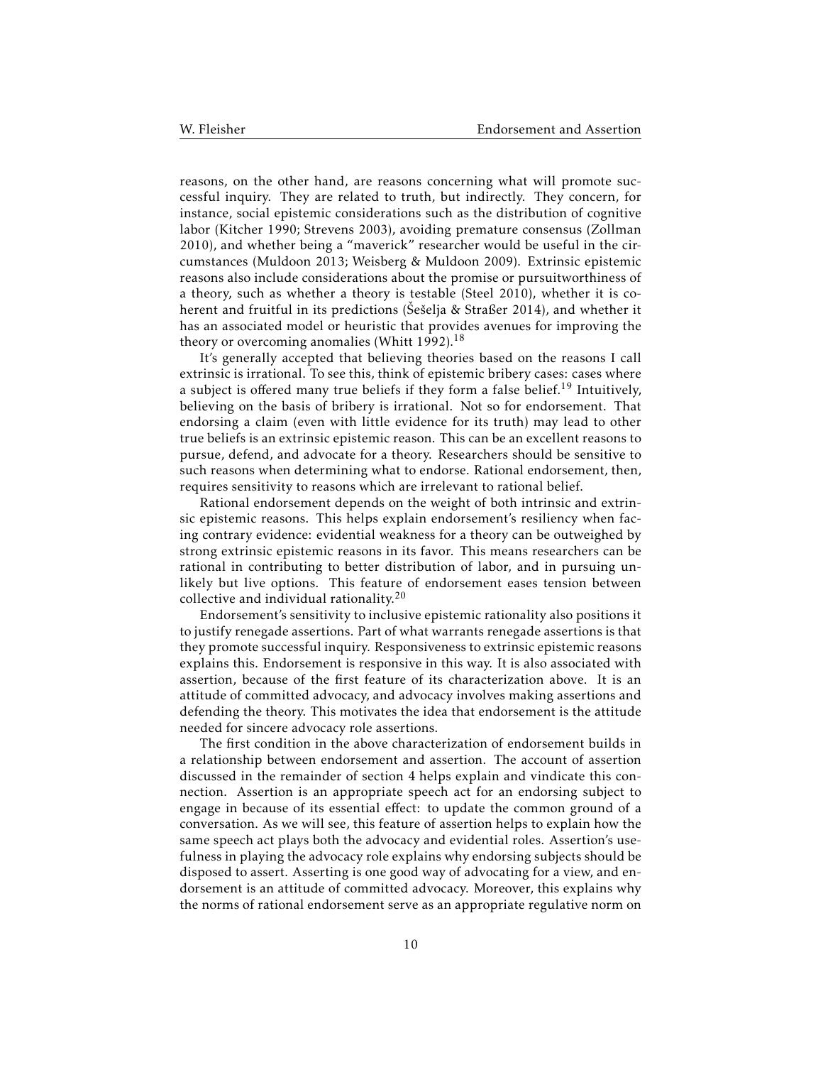reasons, on the other hand, are reasons concerning what will promote successful inquiry. They are related to truth, but indirectly. They concern, for instance, social epistemic considerations such as the distribution of cognitive labor (Kitcher 1990; Strevens 2003), avoiding premature consensus (Zollman 2010), and whether being a "maverick" researcher would be useful in the circumstances (Muldoon 2013; Weisberg & Muldoon 2009). Extrinsic epistemic reasons also include considerations about the promise or pursuitworthiness of a theory, such as whether a theory is testable (Steel 2010), whether it is coherent and fruitful in its predictions (Šešelja & Straßer 2014), and whether it has an associated model or heuristic that provides avenues for improving the theory or overcoming anomalies (Whitt 1992).[18]

It's generally accepted that believing theories based on the reasons I call extrinsic is irrational. To see this, think of epistemic bribery cases: cases where a subject is offered many true beliefs if they form a false belief.[19] Intuitively, believing on the basis of bribery is irrational. Not so for endorsement. That endorsing a claim (even with little evidence for its truth) may lead to other true beliefs is an extrinsic epistemic reason. This can be an excellent reasons to pursue, defend, and advocate for a theory. Researchers should be sensitive to such reasons when determining what to endorse. Rational endorsement, then, requires sensitivity to reasons which are irrelevant to rational belief.

Rational endorsement depends on the weight of both intrinsic and extrinsic epistemic reasons. This helps explain endorsement's resiliency when facing contrary evidence: evidential weakness for a theory can be outweighed by strong extrinsic epistemic reasons in its favor. This means researchers can be rational in contributing to better distribution of labor, and in pursuing unlikely but live options. This feature of endorsement eases tension between collective and individual rationality.[20]

Endorsement's sensitivity to inclusive epistemic rationality also positions it to justify renegade assertions. Part of what warrants renegade assertions is that they promote successful inquiry. Responsiveness to extrinsic epistemic reasons explains this. Endorsement is responsive in this way. It is also associated with assertion, because of the first feature of its characterization above. It is an attitude of committed advocacy, and advocacy involves making assertions and defending the theory. This motivates the idea that endorsement is the attitude needed for sincere advocacy role assertions.

The first condition in the above characterization of endorsement builds in a relationship between endorsement and assertion. The account of assertion discussed in the remainder of section 4 helps explain and vindicate this connection. Assertion is an appropriate speech act for an endorsing subject to engage in because of its essential effect: to update the common ground of a conversation. As we will see, this feature of assertion helps to explain how the same speech act plays both the advocacy and evidential roles. Assertion's usefulness in playing the advocacy role explains why endorsing subjects should be disposed to assert. Asserting is one good way of advocating for a view, and endorsement is an attitude of committed advocacy. Moreover, this explains why the norms of rational endorsement serve as an appropriate regulative norm on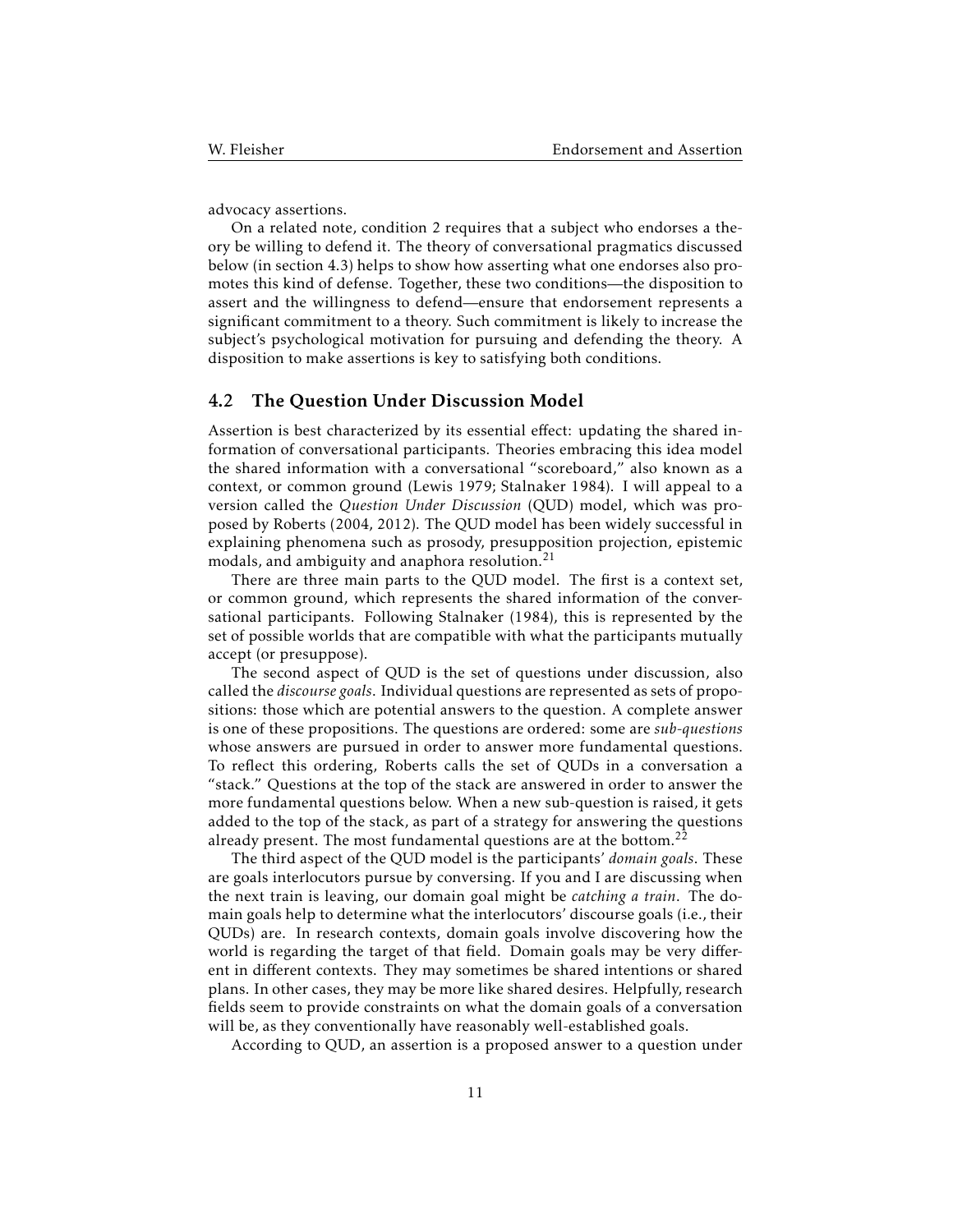advocacy assertions.

On a related note, condition 2 requires that a subject who endorses a theory be willing to defend it. The theory of conversational pragmatics discussed below (in section 4.3) helps to show how asserting what one endorses also promotes this kind of defense. Together, these two conditions—the disposition to assert and the willingness to defend—ensure that endorsement represents a significant commitment to a theory. Such commitment is likely to increase the subject's psychological motivation for pursuing and defending the theory. A disposition to make assertions is key to satisfying both conditions.

## 4.2 The Question Under Discussion Model

Assertion is best characterized by its essential effect: updating the shared information of conversational participants. Theories embracing this idea model the shared information with a conversational "scoreboard," also known as a context, or common ground (Lewis 1979; Stalnaker 1984). I will appeal to a version called the *Question Under Discussion* (QUD) model, which was proposed by Roberts (2004, 2012). The QUD model has been widely successful in explaining phenomena such as prosody, presupposition projection, epistemic modals, and ambiguity and anaphora resolution.[21]

There are three main parts to the QUD model. The first is a context set, or common ground, which represents the shared information of the conversational participants. Following Stalnaker (1984), this is represented by the set of possible worlds that are compatible with what the participants mutually accept (or presuppose).

The second aspect of QUD is the set of questions under discussion, also called the *discourse goals*. Individual questions are represented as sets of propositions: those which are potential answers to the question. A complete answer is one of these propositions. The questions are ordered: some are *sub-questions* whose answers are pursued in order to answer more fundamental questions. To reflect this ordering, Roberts calls the set of QUDs in a conversation a "stack." Questions at the top of the stack are answered in order to answer the more fundamental questions below. When a new sub-question is raised, it gets added to the top of the stack, as part of a strategy for answering the questions already present. The most fundamental questions are at the bottom.[22]

The third aspect of the QUD model is the participants' *domain goals*. These are goals interlocutors pursue by conversing. If you and I are discussing when the next train is leaving, our domain goal might be *catching a train*. The domain goals help to determine what the interlocutors' discourse goals (i.e., their QUDs) are. In research contexts, domain goals involve discovering how the world is regarding the target of that field. Domain goals may be very different in different contexts. They may sometimes be shared intentions or shared plans. In other cases, they may be more like shared desires. Helpfully, research fields seem to provide constraints on what the domain goals of a conversation will be, as they conventionally have reasonably well-established goals.

According to QUD, an assertion is a proposed answer to a question under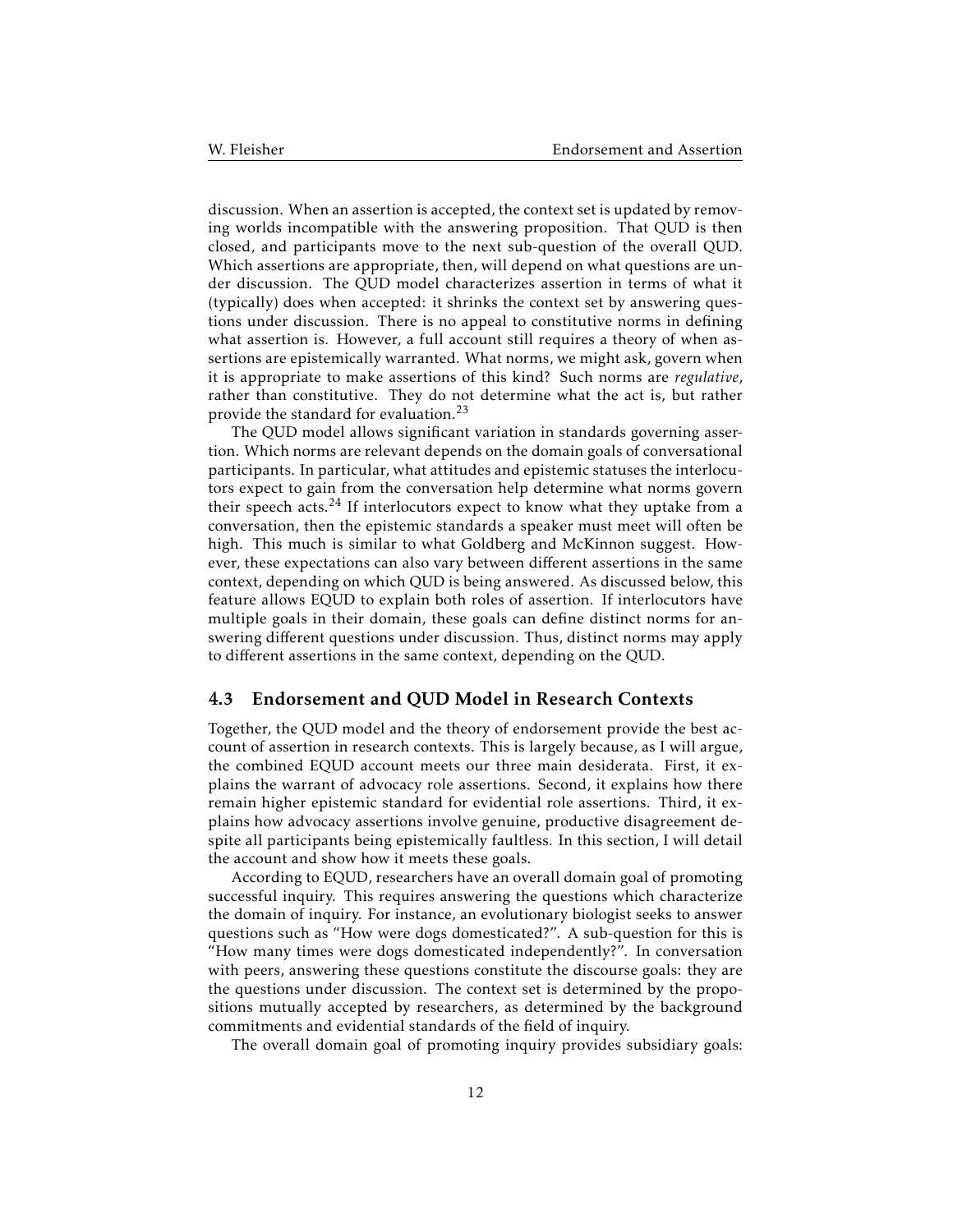discussion. When an assertion is accepted, the context set is updated by removing worlds incompatible with the answering proposition. That QUD is then closed, and participants move to the next sub-question of the overall QUD. Which assertions are appropriate, then, will depend on what questions are under discussion. The QUD model characterizes assertion in terms of what it (typically) does when accepted: it shrinks the context set by answering questions under discussion. There is no appeal to constitutive norms in defining what assertion is. However, a full account still requires a theory of when assertions are epistemically warranted. What norms, we might ask, govern when it is appropriate to make assertions of this kind? Such norms are *regulative*, rather than constitutive. They do not determine what the act is, but rather provide the standard for evaluation.[23]

The QUD model allows significant variation in standards governing assertion. Which norms are relevant depends on the domain goals of conversational participants. In particular, what attitudes and epistemic statuses the interlocutors expect to gain from the conversation help determine what norms govern their speech acts.[24] If interlocutors expect to know what they uptake from a conversation, then the epistemic standards a speaker must meet will often be high. This much is similar to what Goldberg and McKinnon suggest. However, these expectations can also vary between different assertions in the same context, depending on which QUD is being answered. As discussed below, this feature allows EQUD to explain both roles of assertion. If interlocutors have multiple goals in their domain, these goals can define distinct norms for answering different questions under discussion. Thus, distinct norms may apply to different assertions in the same context, depending on the QUD.

### 4.3 Endorsement and QUD Model in Research Contexts

Together, the QUD model and the theory of endorsement provide the best account of assertion in research contexts. This is largely because, as I will argue, the combined EQUD account meets our three main desiderata. First, it explains the warrant of advocacy role assertions. Second, it explains how there remain higher epistemic standard for evidential role assertions. Third, it explains how advocacy assertions involve genuine, productive disagreement despite all participants being epistemically faultless. In this section, I will detail the account and show how it meets these goals.

According to EQUD, researchers have an overall domain goal of promoting successful inquiry. This requires answering the questions which characterize the domain of inquiry. For instance, an evolutionary biologist seeks to answer questions such as "How were dogs domesticated?". A sub-question for this is "How many times were dogs domesticated independently?". In conversation with peers, answering these questions constitute the discourse goals: they are the questions under discussion. The context set is determined by the propositions mutually accepted by researchers, as determined by the background commitments and evidential standards of the field of inquiry.

The overall domain goal of promoting inquiry provides subsidiary goals: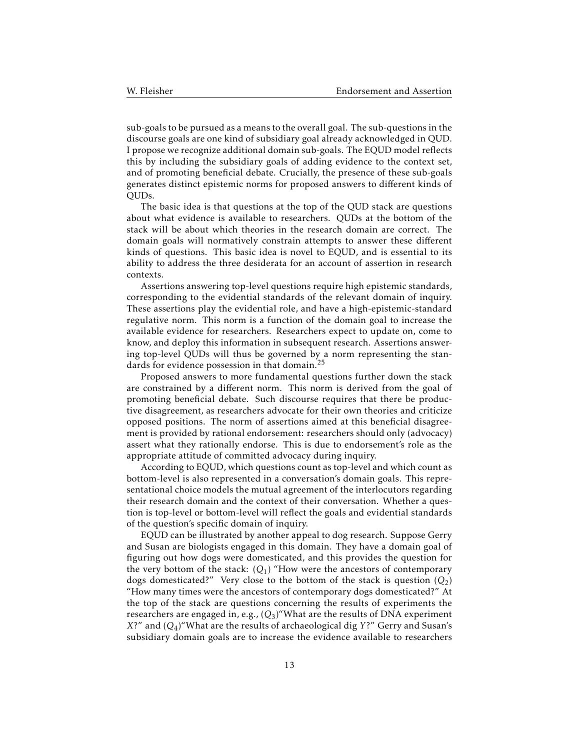sub-goals to be pursued as a means to the overall goal. The sub-questions in the discourse goals are one kind of subsidiary goal already acknowledged in QUD. I propose we recognize additional domain sub-goals. The EQUD model reflects this by including the subsidiary goals of adding evidence to the context set, and of promoting beneficial debate. Crucially, the presence of these sub-goals generates distinct epistemic norms for proposed answers to different kinds of QUDs.

The basic idea is that questions at the top of the QUD stack are questions about what evidence is available to researchers. QUDs at the bottom of the stack will be about which theories in the research domain are correct. The domain goals will normatively constrain attempts to answer these different kinds of questions. This basic idea is novel to EQUD, and is essential to its ability to address the three desiderata for an account of assertion in research contexts.

Assertions answering top-level questions require high epistemic standards, corresponding to the evidential standards of the relevant domain of inquiry. These assertions play the evidential role, and have a high-epistemic-standard regulative norm. This norm is a function of the domain goal to increase the available evidence for researchers. Researchers expect to update on, come to know, and deploy this information in subsequent research. Assertions answering top-level QUDs will thus be governed by a norm representing the standards for evidence possession in that domain.[25]

Proposed answers to more fundamental questions further down the stack are constrained by a different norm. This norm is derived from the goal of promoting beneficial debate. Such discourse requires that there be productive disagreement, as researchers advocate for their own theories and criticize opposed positions. The norm of assertions aimed at this beneficial disagreement is provided by rational endorsement: researchers should only (advocacy) assert what they rationally endorse. This is due to endorsement's role as the appropriate attitude of committed advocacy during inquiry.

According to EQUD, which questions count as top-level and which count as bottom-level is also represented in a conversation's domain goals. This representational choice models the mutual agreement of the interlocutors regarding their research domain and the context of their conversation. Whether a question is top-level or bottom-level will reflect the goals and evidential standards of the question's specific domain of inquiry.

EQUD can be illustrated by another appeal to dog research. Suppose Gerry and Susan are biologists engaged in this domain. They have a domain goal of figuring out how dogs were domesticated, and this provides the question for the very bottom of the stack: ($Q_1$) "How were the ancestors of contemporary dogs domesticated?" Very close to the bottom of the stack is question ($Q_2$) "How many times were the ancestors of contemporary dogs domesticated?" At the top of the stack are questions concerning the results of experiments the researchers are engaged in, e.g., ($Q_3$)"What are the results of DNA experiment $X$?" and ($Q_4$)"What are the results of archaeological dig $Y$?" Gerry and Susan's subsidiary domain goals are to increase the evidence available to researchers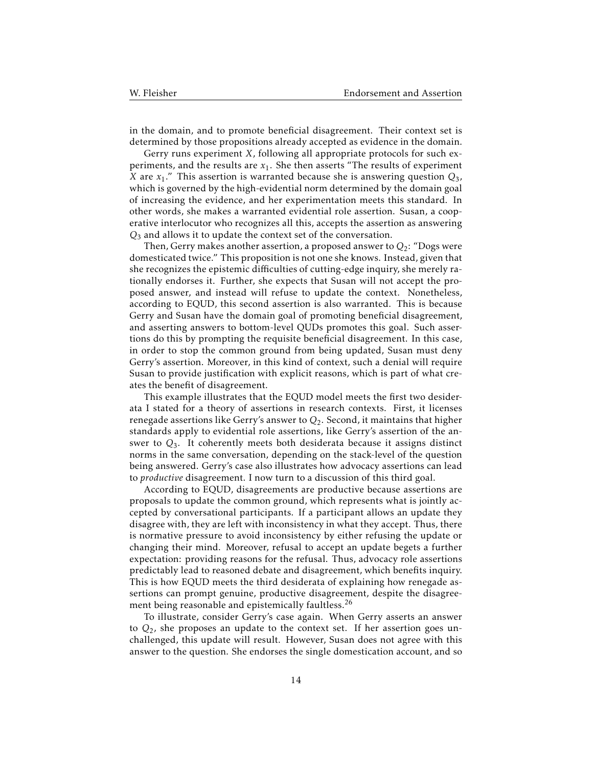in the domain, and to promote beneficial disagreement. Their context set is determined by those propositions already accepted as evidence in the domain.

Gerry runs experiment $X$, following all appropriate protocols for such experiments, and the results are $x_1$. She then asserts "The results of experiment $X$ are $x_1$." This assertion is warranted because she is answering question $Q_3$, which is governed by the high-evidential norm determined by the domain goal of increasing the evidence, and her experimentation meets this standard. In other words, she makes a warranted evidential role assertion. Susan, a cooperative interlocutor who recognizes all this, accepts the assertion as answering $Q_3$ and allows it to update the context set of the conversation.

Then, Gerry makes another assertion, a proposed answer to $Q_2$: "Dogs were domesticated twice." This proposition is not one she knows. Instead, given that she recognizes the epistemic difficulties of cutting-edge inquiry, she merely rationally endorses it. Further, she expects that Susan will not accept the proposed answer, and instead will refuse to update the context. Nonetheless, according to EQUD, this second assertion is also warranted. This is because Gerry and Susan have the domain goal of promoting beneficial disagreement, and asserting answers to bottom-level QUDs promotes this goal. Such assertions do this by prompting the requisite beneficial disagreement. In this case, in order to stop the common ground from being updated, Susan must deny Gerry's assertion. Moreover, in this kind of context, such a denial will require Susan to provide justification with explicit reasons, which is part of what creates the benefit of disagreement.

This example illustrates that the EQUD model meets the first two desiderata I stated for a theory of assertions in research contexts. First, it licenses renegade assertions like Gerry's answer to $Q_2$. Second, it maintains that higher standards apply to evidential role assertions, like Gerry's assertion of the answer to $Q_3$. It coherently meets both desiderata because it assigns distinct norms in the same conversation, depending on the stack-level of the question being answered. Gerry's case also illustrates how advocacy assertions can lead to *productive* disagreement. I now turn to a discussion of this third goal.

According to EQUD, disagreements are productive because assertions are proposals to update the common ground, which represents what is jointly accepted by conversational participants. If a participant allows an update they disagree with, they are left with inconsistency in what they accept. Thus, there is normative pressure to avoid inconsistency by either refusing the update or changing their mind. Moreover, refusal to accept an update begets a further expectation: providing reasons for the refusal. Thus, advocacy role assertions predictably lead to reasoned debate and disagreement, which benefits inquiry. This is how EQUD meets the third desiderata of explaining how renegade assertions can prompt genuine, productive disagreement, despite the disagreement being reasonable and epistemically faultless.[26]

To illustrate, consider Gerry's case again. When Gerry asserts an answer to $Q_2$, she proposes an update to the context set. If her assertion goes unchallenged, this update will result. However, Susan does not agree with this answer to the question. She endorses the single domestication account, and so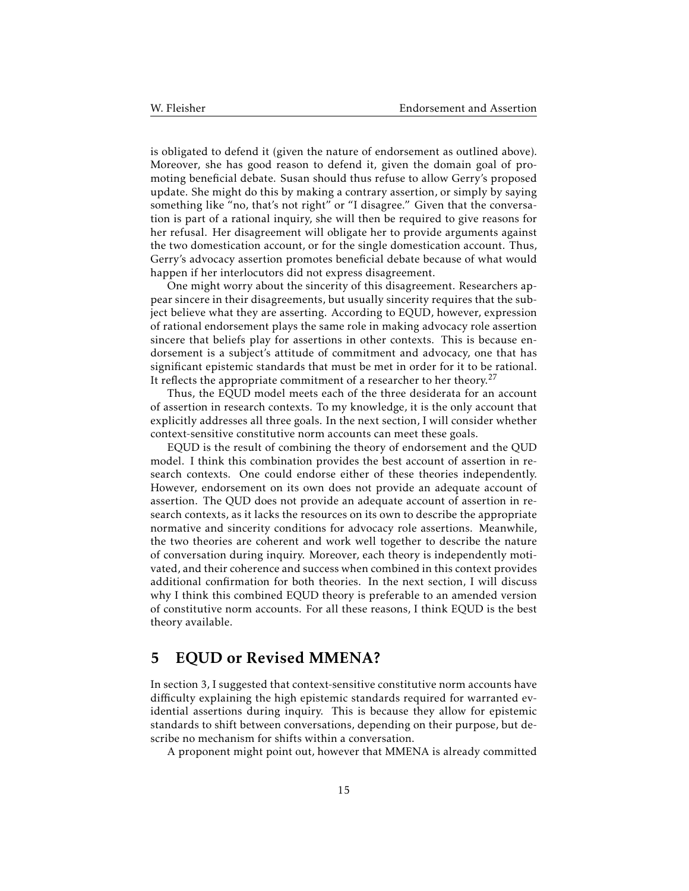is obligated to defend it (given the nature of endorsement as outlined above). Moreover, she has good reason to defend it, given the domain goal of promoting beneficial debate. Susan should thus refuse to allow Gerry's proposed update. She might do this by making a contrary assertion, or simply by saying something like "no, that's not right" or "I disagree." Given that the conversation is part of a rational inquiry, she will then be required to give reasons for her refusal. Her disagreement will obligate her to provide arguments against the two domestication account, or for the single domestication account. Thus, Gerry's advocacy assertion promotes beneficial debate because of what would happen if her interlocutors did not express disagreement.

One might worry about the sincerity of this disagreement. Researchers appear sincere in their disagreements, but usually sincerity requires that the subject believe what they are asserting. According to EQUD, however, expression of rational endorsement plays the same role in making advocacy role assertion sincere that beliefs play for assertions in other contexts. This is because endorsement is a subject's attitude of commitment and advocacy, one that has significant epistemic standards that must be met in order for it to be rational. It reflects the appropriate commitment of a researcher to her theory.[27]

Thus, the EQUD model meets each of the three desiderata for an account of assertion in research contexts. To my knowledge, it is the only account that explicitly addresses all three goals. In the next section, I will consider whether context-sensitive constitutive norm accounts can meet these goals.

EQUD is the result of combining the theory of endorsement and the QUD model. I think this combination provides the best account of assertion in research contexts. One could endorse either of these theories independently. However, endorsement on its own does not provide an adequate account of assertion. The QUD does not provide an adequate account of assertion in research contexts, as it lacks the resources on its own to describe the appropriate normative and sincerity conditions for advocacy role assertions. Meanwhile, the two theories are coherent and work well together to describe the nature of conversation during inquiry. Moreover, each theory is independently motivated, and their coherence and success when combined in this context provides additional confirmation for both theories. In the next section, I will discuss why I think this combined EQUD theory is preferable to an amended version of constitutive norm accounts. For all these reasons, I think EQUD is the best theory available.

## 5 EQUD or Revised MMENA?

In section 3, I suggested that context-sensitive constitutive norm accounts have difficulty explaining the high epistemic standards required for warranted evidential assertions during inquiry. This is because they allow for epistemic standards to shift between conversations, depending on their purpose, but describe no mechanism for shifts within a conversation.

A proponent might point out, however that MMENA is already committed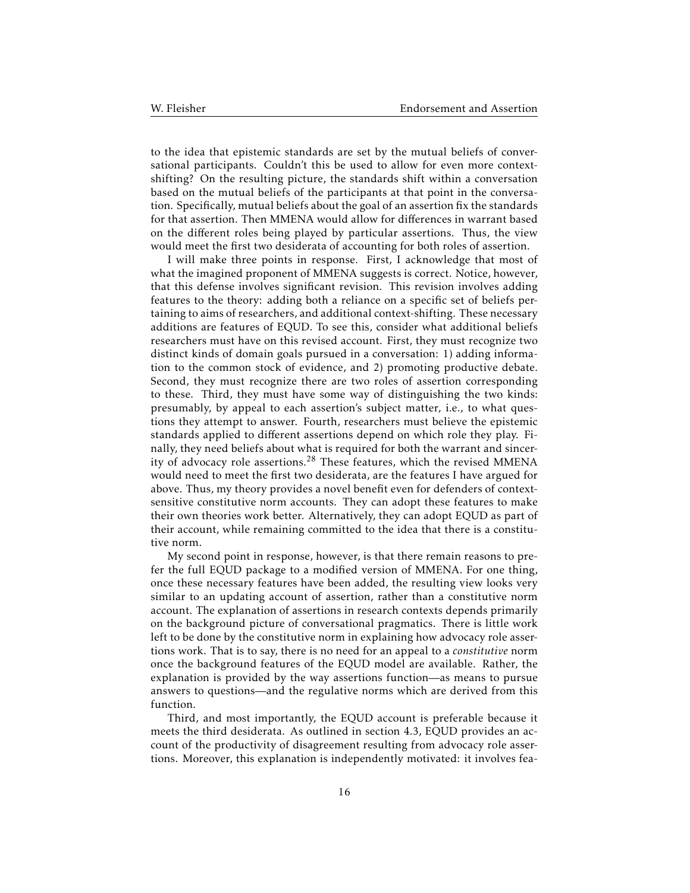to the idea that epistemic standards are set by the mutual beliefs of conversational participants. Couldn't this be used to allow for even more context-shifting? On the resulting picture, the standards shift within a conversation based on the mutual beliefs of the participants at that point in the conversation. Specifically, mutual beliefs about the goal of an assertion fix the standards for that assertion. Then MMENA would allow for differences in warrant based on the different roles being played by particular assertions. Thus, the view would meet the first two desiderata of accounting for both roles of assertion.

I will make three points in response. First, I acknowledge that most of what the imagined proponent of MMENA suggests is correct. Notice, however, that this defense involves significant revision. This revision involves adding features to the theory: adding both a reliance on a specific set of beliefs pertaining to aims of researchers, and additional context-shifting. These necessary additions are features of EQUD. To see this, consider what additional beliefs researchers must have on this revised account. First, they must recognize two distinct kinds of domain goals pursued in a conversation: 1) adding information to the common stock of evidence, and 2) promoting productive debate. Second, they must recognize there are two roles of assertion corresponding to these. Third, they must have some way of distinguishing the two kinds: presumably, by appeal to each assertion's subject matter, i.e., to what questions they attempt to answer. Fourth, researchers must believe the epistemic standards applied to different assertions depend on which role they play. Finally, they need beliefs about what is required for both the warrant and sincerity of advocacy role assertions.[28] These features, which the revised MMENA would need to meet the first two desiderata, are the features I have argued for above. Thus, my theory provides a novel benefit even for defenders of context-sensitive constitutive norm accounts. They can adopt these features to make their own theories work better. Alternatively, they can adopt EQUD as part of their account, while remaining committed to the idea that there is a constitutive norm.

My second point in response, however, is that there remain reasons to prefer the full EQUD package to a modified version of MMENA. For one thing, once these necessary features have been added, the resulting view looks very similar to an updating account of assertion, rather than a constitutive norm account. The explanation of assertions in research contexts depends primarily on the background picture of conversational pragmatics. There is little work left to be done by the constitutive norm in explaining how advocacy role assertions work. That is to say, there is no need for an appeal to a *constitutive* norm once the background features of the EQUD model are available. Rather, the explanation is provided by the way assertions function—as means to pursue answers to questions—and the regulative norms which are derived from this function.

Third, and most importantly, the EQUD account is preferable because it meets the third desiderata. As outlined in section 4.3, EQUD provides an account of the productivity of disagreement resulting from advocacy role assertions. Moreover, this explanation is independently motivated: it involves fea-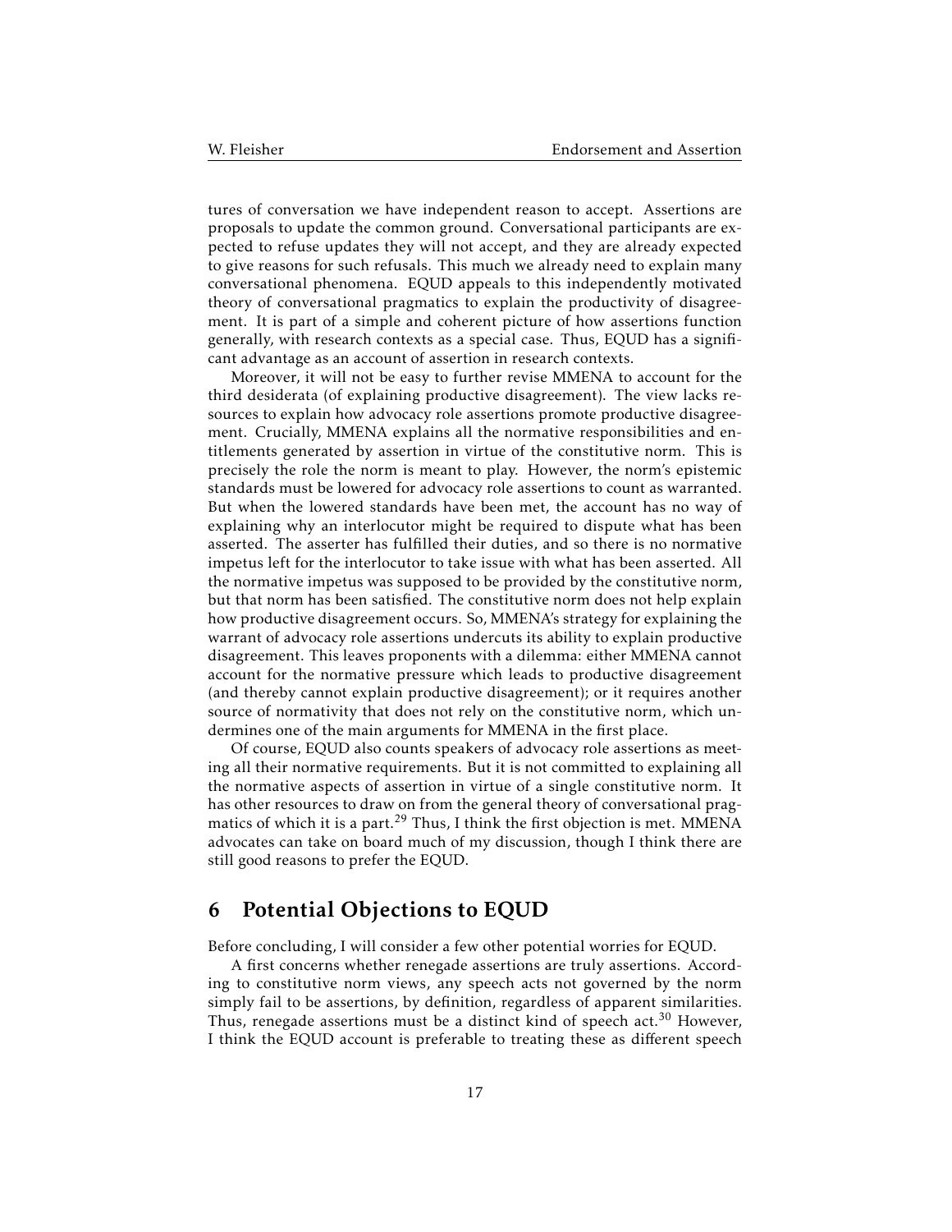tures of conversation we have independent reason to accept. Assertions are proposals to update the common ground. Conversational participants are expected to refuse updates they will not accept, and they are already expected to give reasons for such refusals. This much we already need to explain many conversational phenomena. EQUD appeals to this independently motivated theory of conversational pragmatics to explain the productivity of disagreement. It is part of a simple and coherent picture of how assertions function generally, with research contexts as a special case. Thus, EQUD has a significant advantage as an account of assertion in research contexts.

Moreover, it will not be easy to further revise MMENA to account for the third desiderata (of explaining productive disagreement). The view lacks resources to explain how advocacy role assertions promote productive disagreement. Crucially, MMENA explains all the normative responsibilities and entitlements generated by assertion in virtue of the constitutive norm. This is precisely the role the norm is meant to play. However, the norm's epistemic standards must be lowered for advocacy role assertions to count as warranted. But when the lowered standards have been met, the account has no way of explaining why an interlocutor might be required to dispute what has been asserted. The asserter has fulfilled their duties, and so there is no normative impetus left for the interlocutor to take issue with what has been asserted. All the normative impetus was supposed to be provided by the constitutive norm, but that norm has been satisfied. The constitutive norm does not help explain how productive disagreement occurs. So, MMENA's strategy for explaining the warrant of advocacy role assertions undercuts its ability to explain productive disagreement. This leaves proponents with a dilemma: either MMENA cannot account for the normative pressure which leads to productive disagreement (and thereby cannot explain productive disagreement); or it requires another source of normativity that does not rely on the constitutive norm, which undermines one of the main arguments for MMENA in the first place.

Of course, EQUD also counts speakers of advocacy role assertions as meeting all their normative requirements. But it is not committed to explaining all the normative aspects of assertion in virtue of a single constitutive norm. It has other resources to draw on from the general theory of conversational pragmatics of which it is a part.[29] Thus, I think the first objection is met. MMENA advocates can take on board much of my discussion, though I think there are still good reasons to prefer the EQUD.

## 6 Potential Objections to EQUD

Before concluding, I will consider a few other potential worries for EQUD.

A first concerns whether renegade assertions are truly assertions. According to constitutive norm views, any speech acts not governed by the norm simply fail to be assertions, by definition, regardless of apparent similarities. Thus, renegade assertions must be a distinct kind of speech act.[30] However, I think the EQUD account is preferable to treating these as different speech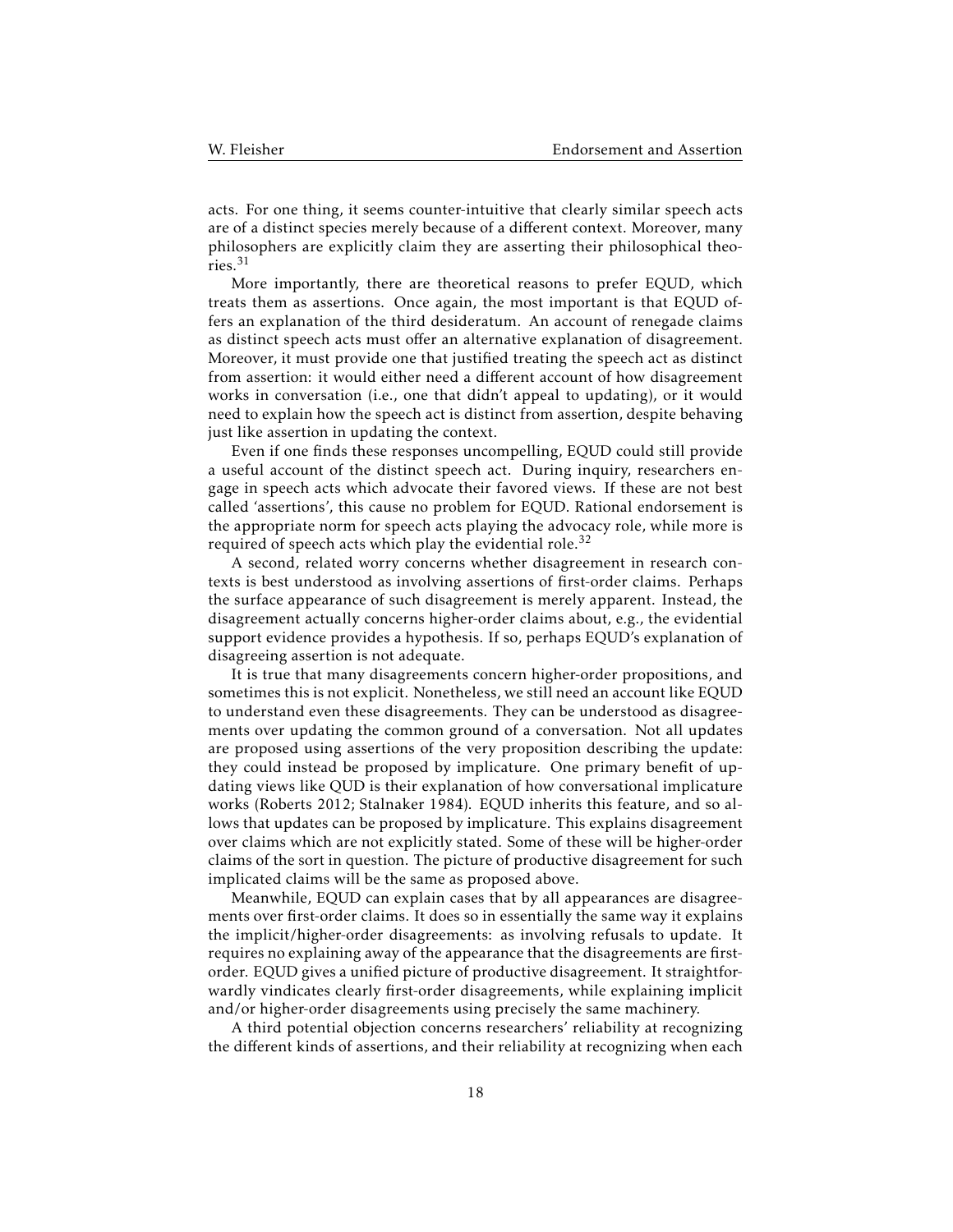acts. For one thing, it seems counter-intuitive that clearly similar speech acts are of a distinct species merely because of a different context. Moreover, many philosophers are explicitly claim they are asserting their philosophical theories.[31]

More importantly, there are theoretical reasons to prefer EQUD, which treats them as assertions. Once again, the most important is that EQUD offers an explanation of the third desideratum. An account of renegade claims as distinct speech acts must offer an alternative explanation of disagreement. Moreover, it must provide one that justified treating the speech act as distinct from assertion: it would either need a different account of how disagreement works in conversation (i.e., one that didn't appeal to updating), or it would need to explain how the speech act is distinct from assertion, despite behaving just like assertion in updating the context.

Even if one finds these responses uncompelling, EQUD could still provide a useful account of the distinct speech act. During inquiry, researchers engage in speech acts which advocate their favored views. If these are not best called 'assertions', this cause no problem for EQUD. Rational endorsement is the appropriate norm for speech acts playing the advocacy role, while more is required of speech acts which play the evidential role.[32]

A second, related worry concerns whether disagreement in research contexts is best understood as involving assertions of first-order claims. Perhaps the surface appearance of such disagreement is merely apparent. Instead, the disagreement actually concerns higher-order claims about, e.g., the evidential support evidence provides a hypothesis. If so, perhaps EQUD's explanation of disagreeing assertion is not adequate.

It is true that many disagreements concern higher-order propositions, and sometimes this is not explicit. Nonetheless, we still need an account like EQUD to understand even these disagreements. They can be understood as disagreements over updating the common ground of a conversation. Not all updates are proposed using assertions of the very proposition describing the update: they could instead be proposed by implicature. One primary benefit of updating views like QUD is their explanation of how conversational implicature works (Roberts 2012; Stalnaker 1984). EQUD inherits this feature, and so allows that updates can be proposed by implicature. This explains disagreement over claims which are not explicitly stated. Some of these will be higher-order claims of the sort in question. The picture of productive disagreement for such implicated claims will be the same as proposed above.

Meanwhile, EQUD can explain cases that by all appearances are disagreements over first-order claims. It does so in essentially the same way it explains the implicit/higher-order disagreements: as involving refusals to update. It requires no explaining away of the appearance that the disagreements are first-order. EQUD gives a unified picture of productive disagreement. It straightforwardly vindicates clearly first-order disagreements, while explaining implicit and/or higher-order disagreements using precisely the same machinery.

A third potential objection concerns researchers' reliability at recognizing the different kinds of assertions, and their reliability at recognizing when each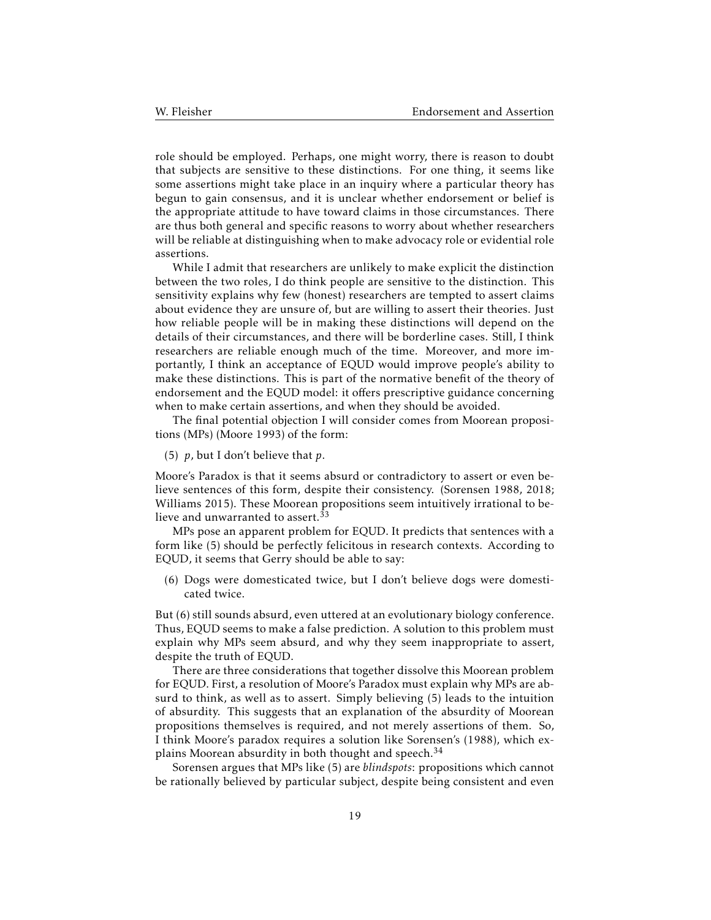role should be employed. Perhaps, one might worry, there is reason to doubt that subjects are sensitive to these distinctions. For one thing, it seems like some assertions might take place in an inquiry where a particular theory has begun to gain consensus, and it is unclear whether endorsement or belief is the appropriate attitude to have toward claims in those circumstances. There are thus both general and specific reasons to worry about whether researchers will be reliable at distinguishing when to make advocacy role or evidential role assertions.

While I admit that researchers are unlikely to make explicit the distinction between the two roles, I do think people are sensitive to the distinction. This sensitivity explains why few (honest) researchers are tempted to assert claims about evidence they are unsure of, but are willing to assert their theories. Just how reliable people will be in making these distinctions will depend on the details of their circumstances, and there will be borderline cases. Still, I think researchers are reliable enough much of the time. Moreover, and more importantly, I think an acceptance of EQUD would improve people's ability to make these distinctions. This is part of the normative benefit of the theory of endorsement and the EQUD model: it offers prescriptive guidance concerning when to make certain assertions, and when they should be avoided.

The final potential objection I will consider comes from Moorean propositions (MPs) (Moore 1993) of the form:

(5) *p*, but I don't believe that *p*.

Moore's Paradox is that it seems absurd or contradictory to assert or even believe sentences of this form, despite their consistency. (Sorensen 1988, 2018; Williams 2015). These Moorean propositions seem intuitively irrational to believe and unwarranted to assert.[33]

MPs pose an apparent problem for EQUD. It predicts that sentences with a form like (5) should be perfectly felicitous in research contexts. According to EQUD, it seems that Gerry should be able to say:

(6) Dogs were domesticated twice, but I don't believe dogs were domesticated twice.

But (6) still sounds absurd, even uttered at an evolutionary biology conference. Thus, EQUD seems to make a false prediction. A solution to this problem must explain why MPs seem absurd, and why they seem inappropriate to assert, despite the truth of EQUD.

There are three considerations that together dissolve this Moorean problem for EQUD. First, a resolution of Moore's Paradox must explain why MPs are absurd to think, as well as to assert. Simply believing (5) leads to the intuition of absurdity. This suggests that an explanation of the absurdity of Moorean propositions themselves is required, and not merely assertions of them. So, I think Moore's paradox requires a solution like Sorensen's (1988), which explains Moorean absurdity in both thought and speech.[34]

Sorensen argues that MPs like (5) are *blindspots*: propositions which cannot be rationally believed by particular subject, despite being consistent and even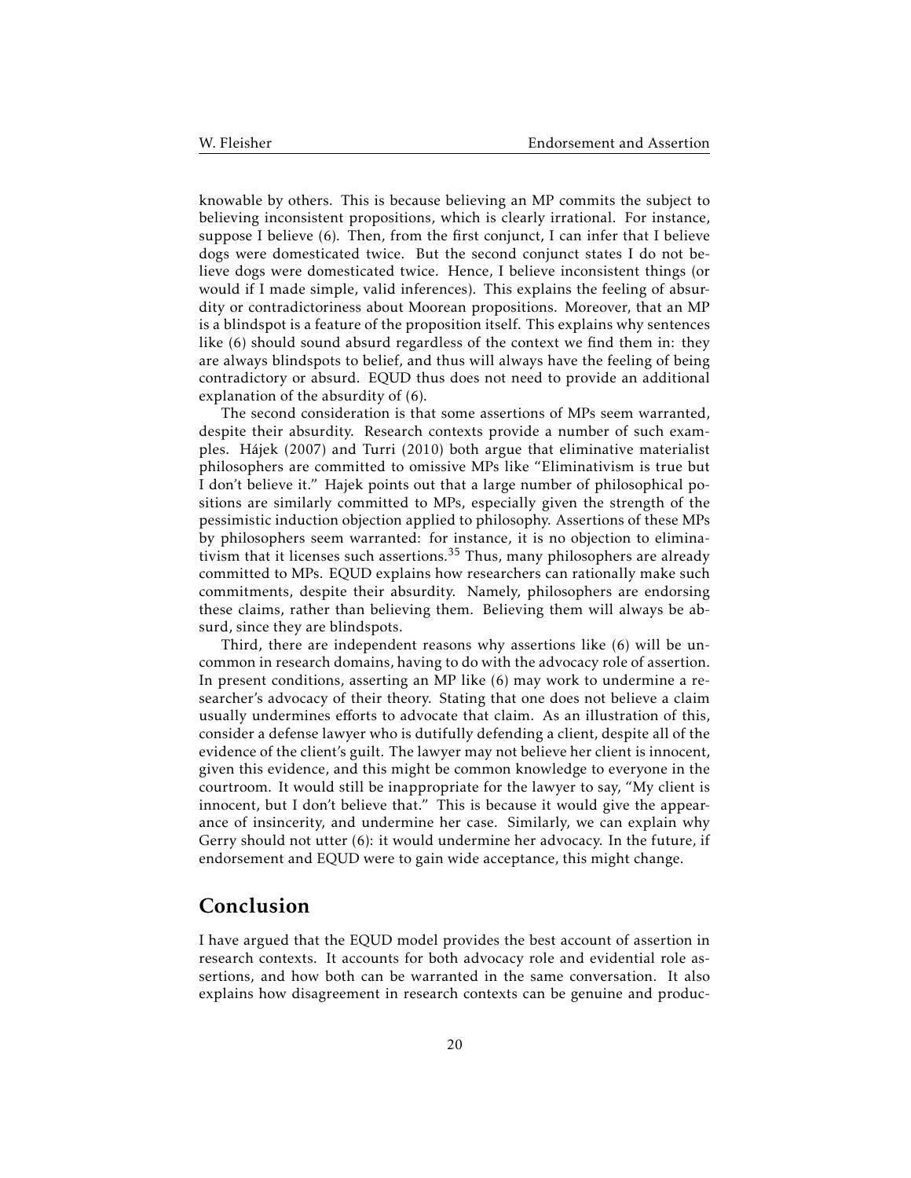knowable by others. This is because believing an MP commits the subject to believing inconsistent propositions, which is clearly irrational. For instance, suppose I believe (6). Then, from the first conjunct, I can infer that I believe dogs were domesticated twice. But the second conjunct states I do not believe dogs were domesticated twice. Hence, I believe inconsistent things (or would if I made simple, valid inferences). This explains the feeling of absurdity or contradictoriness about Moorean propositions. Moreover, that an MP is a blindspot is a feature of the proposition itself. This explains why sentences like (6) should sound absurd regardless of the context we find them in: they are always blindspots to belief, and thus will always have the feeling of being contradictory or absurd. EQUD thus does not need to provide an additional explanation of the absurdity of (6).

The second consideration is that some assertions of MPs seem warranted, despite their absurdity. Research contexts provide a number of such examples. Hájek (2007) and Turri (2010) both argue that eliminative materialist philosophers are committed to omissive MPs like "Eliminativism is true but I don't believe it." Hajek points out that a large number of philosophical positions are similarly committed to MPs, especially given the strength of the pessimistic induction objection applied to philosophy. Assertions of these MPs by philosophers seem warranted: for instance, it is no objection to eliminativism that it licenses such assertions.[35] Thus, many philosophers are already committed to MPs. EQUD explains how researchers can rationally make such commitments, despite their absurdity. Namely, philosophers are endorsing these claims, rather than believing them. Believing them will always be absurd, since they are blindspots.

Third, there are independent reasons why assertions like (6) will be uncommon in research domains, having to do with the advocacy role of assertion. In present conditions, asserting an MP like (6) may work to undermine a researcher's advocacy of their theory. Stating that one does not believe a claim usually undermines efforts to advocate that claim. As an illustration of this, consider a defense lawyer who is dutifully defending a client, despite all of the evidence of the client's guilt. The lawyer may not believe her client is innocent, given this evidence, and this might be common knowledge to everyone in the courtroom. It would still be inappropriate for the lawyer to say, "My client is innocent, but I don't believe that." This is because it would give the appearance of insincerity, and undermine her case. Similarly, we can explain why Gerry should not utter (6): it would undermine her advocacy. In the future, if endorsement and EQUD were to gain wide acceptance, this might change.

## Conclusion

I have argued that the EQUD model provides the best account of assertion in research contexts. It accounts for both advocacy role and evidential role assertions, and how both can be warranted in the same conversation. It also explains how disagreement in research contexts can be genuine and produc-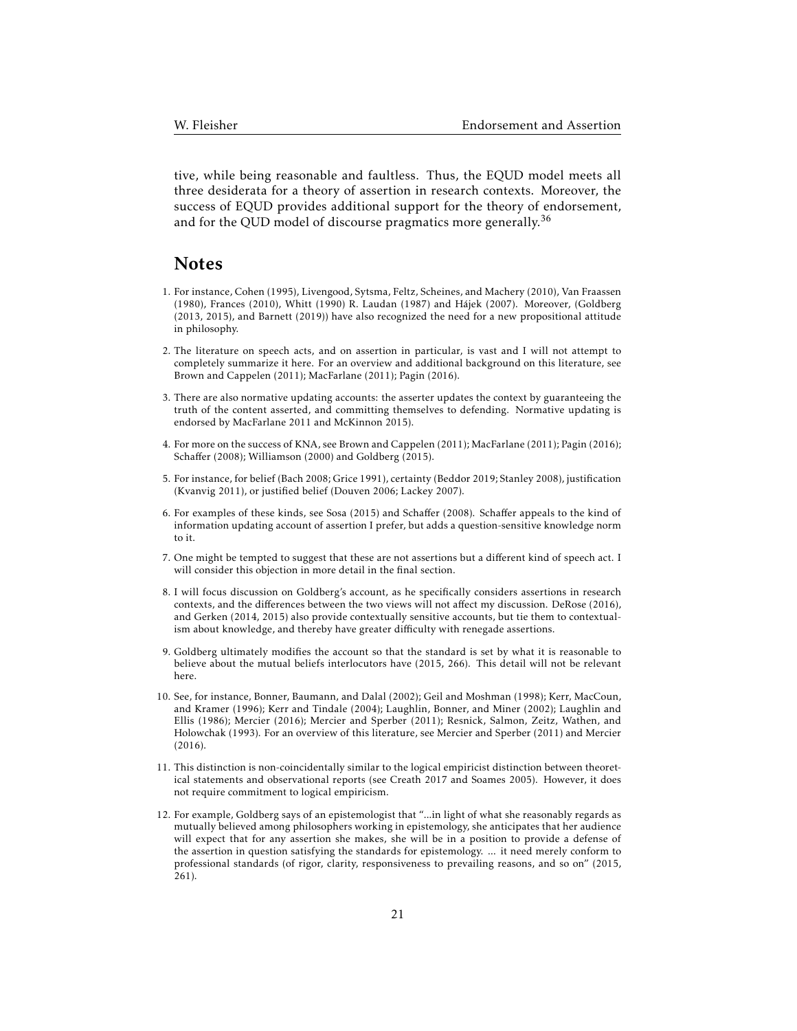tive, while being reasonable and faultless. Thus, the EQUD model meets all three desiderata for a theory of assertion in research contexts. Moreover, the success of EQUD provides additional support for the theory of endorsement, and for the QUD model of discourse pragmatics more generally.[36]

## Notes

1. For instance, Cohen (1995), Livengood, Sytsma, Feltz, Scheines, and Machery (2010), Van Fraassen (1980), Frances (2010), Whitt (1990) R. Laudan (1987) and Hájek (2007). Moreover, (Goldberg (2013, 2015), and Barnett (2019)) have also recognized the need for a new propositional attitude in philosophy.

2. The literature on speech acts, and on assertion in particular, is vast and I will not attempt to completely summarize it here. For an overview and additional background on this literature, see Brown and Cappelen (2011); MacFarlane (2011); Pagin (2016).

3. There are also normative updating accounts: the asserter updates the context by guaranteeing the truth of the content asserted, and committing themselves to defending. Normative updating is endorsed by MacFarlane 2011 and McKinnon 2015).

4. For more on the success of KNA, see Brown and Cappelen (2011); MacFarlane (2011); Pagin (2016); Schaffer (2008); Williamson (2000) and Goldberg (2015).

5. For instance, for belief (Bach 2008; Grice 1991), certainty (Beddor 2019; Stanley 2008), justification (Kvanvig 2011), or justified belief (Douven 2006; Lackey 2007).

6. For examples of these kinds, see Sosa (2015) and Schaffer (2008). Schaffer appeals to the kind of information updating account of assertion I prefer, but adds a question-sensitive knowledge norm to it.

7. One might be tempted to suggest that these are not assertions but a different kind of speech act. I will consider this objection in more detail in the final section.

8. I will focus discussion on Goldberg's account, as he specifically considers assertions in research contexts, and the differences between the two views will not affect my discussion. DeRose (2016), and Gerken (2014, 2015) also provide contextually sensitive accounts, but tie them to contextualism about knowledge, and thereby have greater difficulty with renegade assertions.

9. Goldberg ultimately modifies the account so that the standard is set by what it is reasonable to believe about the mutual beliefs interlocutors have (2015, 266). This detail will not be relevant here.

10. See, for instance, Bonner, Baumann, and Dalal (2002); Geil and Moshman (1998); Kerr, MacCoun, and Kramer (1996); Kerr and Tindale (2004); Laughlin, Bonner, and Miner (2002); Laughlin and Ellis (1986); Mercier (2016); Mercier and Sperber (2011); Resnick, Salmon, Zeitz, Wathen, and Holowchak (1993). For an overview of this literature, see Mercier and Sperber (2011) and Mercier (2016).

11. This distinction is non-coincidentally similar to the logical empiricist distinction between theoretical statements and observational reports (see Creath 2017 and Soames 2005). However, it does not require commitment to logical empiricism.

12. For example, Goldberg says of an epistemologist that "...in light of what she reasonably regards as mutually believed among philosophers working in epistemology, she anticipates that her audience will expect that for any assertion she makes, she will be in a position to provide a defense of the assertion in question satisfying the standards for epistemology. ... it need merely conform to professional standards (of rigor, clarity, responsiveness to prevailing reasons, and so on" (2015, 261).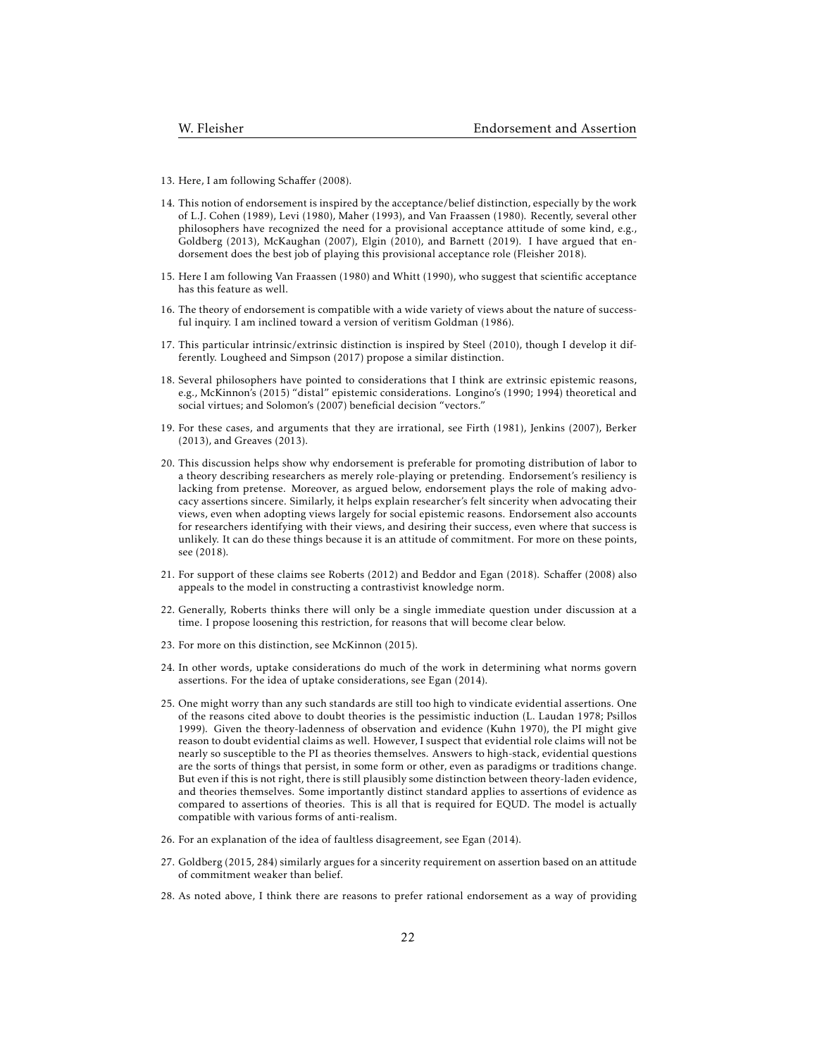13. Here, I am following Schaffer (2008).

14. This notion of endorsement is inspired by the acceptance/belief distinction, especially by the work of L.J. Cohen (1989), Levi (1980), Maher (1993), and Van Fraassen (1980). Recently, several other philosophers have recognized the need for a provisional acceptance attitude of some kind, e.g., Goldberg (2013), McKaughan (2007), Elgin (2010), and Barnett (2019). I have argued that endorsement does the best job of playing this provisional acceptance role (Fleisher 2018).

15. Here I am following Van Fraassen (1980) and Whitt (1990), who suggest that scientific acceptance has this feature as well.

16. The theory of endorsement is compatible with a wide variety of views about the nature of successful inquiry. I am inclined toward a version of veritism Goldman (1986).

17. This particular intrinsic/extrinsic distinction is inspired by Steel (2010), though I develop it differently. Lougheed and Simpson (2017) propose a similar distinction.

18. Several philosophers have pointed to considerations that I think are extrinsic epistemic reasons, e.g., McKinnon's (2015) "distal" epistemic considerations. Longino's (1990; 1994) theoretical and social virtues; and Solomon's (2007) beneficial decision "vectors."

19. For these cases, and arguments that they are irrational, see Firth (1981), Jenkins (2007), Berker (2013), and Greaves (2013).

20. This discussion helps show why endorsement is preferable for promoting distribution of labor to a theory describing researchers as merely role-playing or pretending. Endorsement's resiliency is lacking from pretense. Moreover, as argued below, endorsement plays the role of making advocacy assertions sincere. Similarly, it helps explain researcher's felt sincerity when advocating their views, even when adopting views largely for social epistemic reasons. Endorsement also accounts for researchers identifying with their views, and desiring their success, even where that success is unlikely. It can do these things because it is an attitude of commitment. For more on these points, see (2018).

21. For support of these claims see Roberts (2012) and Beddor and Egan (2018). Schaffer (2008) also appeals to the model in constructing a contrastivist knowledge norm.

22. Generally, Roberts thinks there will only be a single immediate question under discussion at a time. I propose loosening this restriction, for reasons that will become clear below.

23. For more on this distinction, see McKinnon (2015).

24. In other words, uptake considerations do much of the work in determining what norms govern assertions. For the idea of uptake considerations, see Egan (2014).

25. One might worry than any such standards are still too high to vindicate evidential assertions. One of the reasons cited above to doubt theories is the pessimistic induction (L. Laudan 1978; Psillos 1999). Given the theory-ladenness of observation and evidence (Kuhn 1970), the PI might give reason to doubt evidential claims as well. However, I suspect that evidential role claims will not be nearly so susceptible to the PI as theories themselves. Answers to high-stack, evidential questions are the sorts of things that persist, in some form or other, even as paradigms or traditions change. But even if this is not right, there is still plausibly some distinction between theory-laden evidence, and theories themselves. Some importantly distinct standard applies to assertions of evidence as compared to assertions of theories. This is all that is required for EQUD. The model is actually compatible with various forms of anti-realism.

26. For an explanation of the idea of faultless disagreement, see Egan (2014).

27. Goldberg (2015, 284) similarly argues for a sincerity requirement on assertion based on an attitude of commitment weaker than belief.

28. As noted above, I think there are reasons to prefer rational endorsement as a way of providing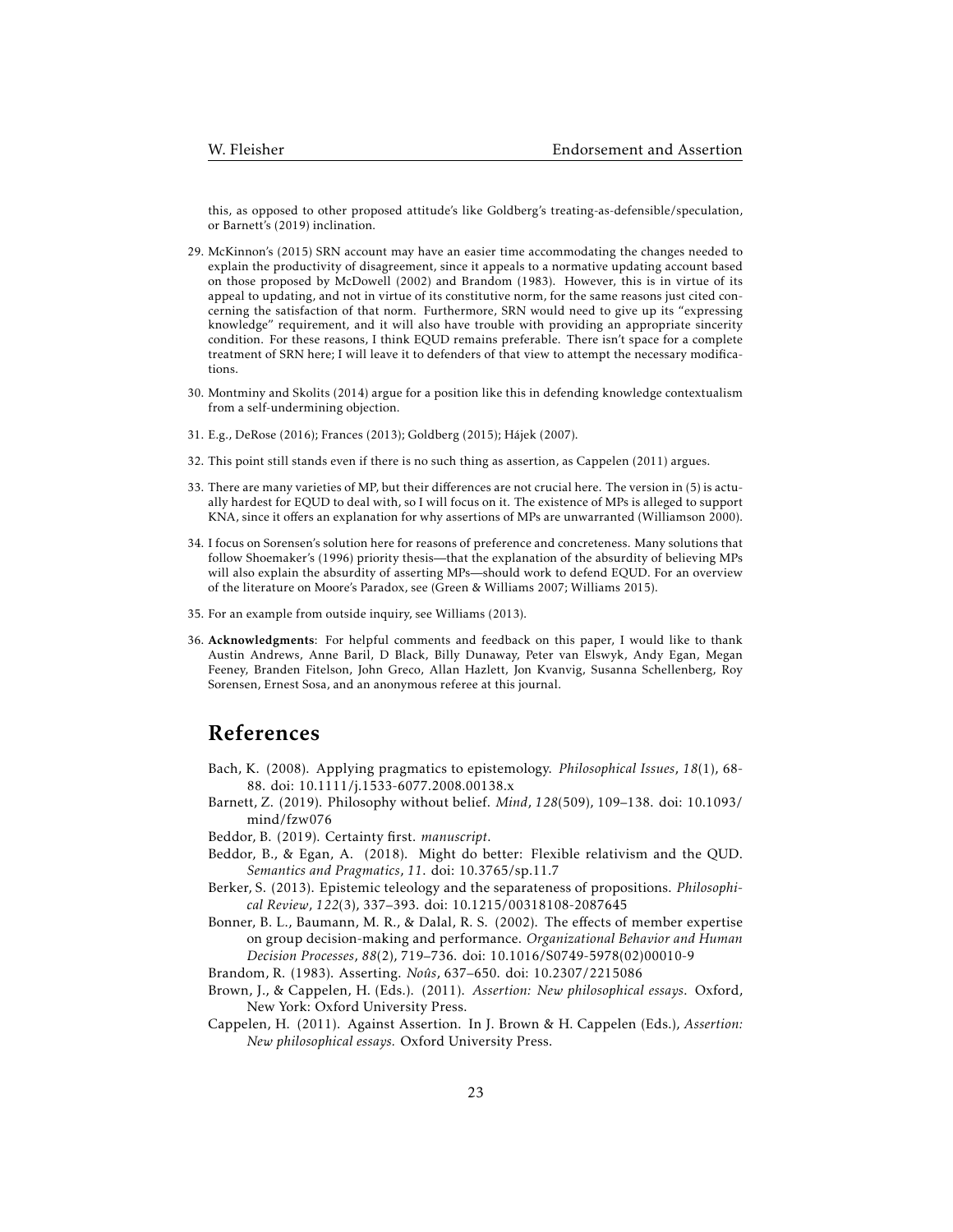this, as opposed to other proposed attitude's like Goldberg's treating-as-defensible/speculation, or Barnett's (2019) inclination.

29. McKinnon's (2015) SRN account may have an easier time accommodating the changes needed to explain the productivity of disagreement, since it appeals to a normative updating account based on those proposed by McDowell (2002) and Brandom (1983). However, this is in virtue of its appeal to updating, and not in virtue of its constitutive norm, for the same reasons just cited concerning the satisfaction of that norm. Furthermore, SRN would need to give up its "expressing knowledge" requirement, and it will also have trouble with providing an appropriate sincerity condition. For these reasons, I think EQUD remains preferable. There isn't space for a complete treatment of SRN here; I will leave it to defenders of that view to attempt the necessary modifications.

30. Montminy and Skolits (2014) argue for a position like this in defending knowledge contextualism from a self-undermining objection.

31. E.g., DeRose (2016); Frances (2013); Goldberg (2015); Hájek (2007).

32. This point still stands even if there is no such thing as assertion, as Cappelen (2011) argues.

33. There are many varieties of MP, but their differences are not crucial here. The version in (5) is actually hardest for EQUD to deal with, so I will focus on it. The existence of MPs is alleged to support KNA, since it offers an explanation for why assertions of MPs are unwarranted (Williamson 2000).

34. I focus on Sorensen's solution here for reasons of preference and concreteness. Many solutions that follow Shoemaker's (1996) priority thesis—that the explanation of the absurdity of believing MPs will also explain the absurdity of asserting MPs—should work to defend EQUD. For an overview of the literature on Moore's Paradox, see (Green & Williams 2007; Williams 2015).

35. For an example from outside inquiry, see Williams (2013).

36. **Acknowledgments**: For helpful comments and feedback on this paper, I would like to thank Austin Andrews, Anne Baril, D Black, Billy Dunaway, Peter van Elswyk, Andy Egan, Megan Feeney, Branden Fitelson, John Greco, Allan Hazlett, Jon Kvanvig, Susanna Schellenberg, Roy Sorensen, Ernest Sosa, and an anonymous referee at this journal.

## References

Bach, K. (2008). Applying pragmatics to epistemology. *Philosophical Issues*, *18*(1), 68-88. doi: 10.1111/j.1533-6077.2008.00138.x

Barnett, Z. (2019). Philosophy without belief. *Mind*, *128*(509), 109–138. doi: 10.1093/mind/fzw076

Beddor, B. (2019). Certainty first. *manuscript*.

Beddor, B., & Egan, A. (2018). Might do better: Flexible relativism and the QUD. *Semantics and Pragmatics*, *11*. doi: 10.3765/sp.11.7

Berker, S. (2013). Epistemic teleology and the separateness of propositions. *Philosophical Review*, *122*(3), 337–393. doi: 10.1215/00318108-2087645

Bonner, B. L., Baumann, M. R., & Dalal, R. S. (2002). The effects of member expertise on group decision-making and performance. *Organizational Behavior and Human Decision Processes*, *88*(2), 719–736. doi: 10.1016/S0749-5978(02)00010-9

Brandom, R. (1983). Asserting. *Noûs*, 637–650. doi: 10.2307/2215086

Brown, J., & Cappelen, H. (Eds.). (2011). *Assertion: New philosophical essays*. Oxford, New York: Oxford University Press.

Cappelen, H. (2011). Against Assertion. In J. Brown & H. Cappelen (Eds.), *Assertion: New philosophical essays*. Oxford University Press.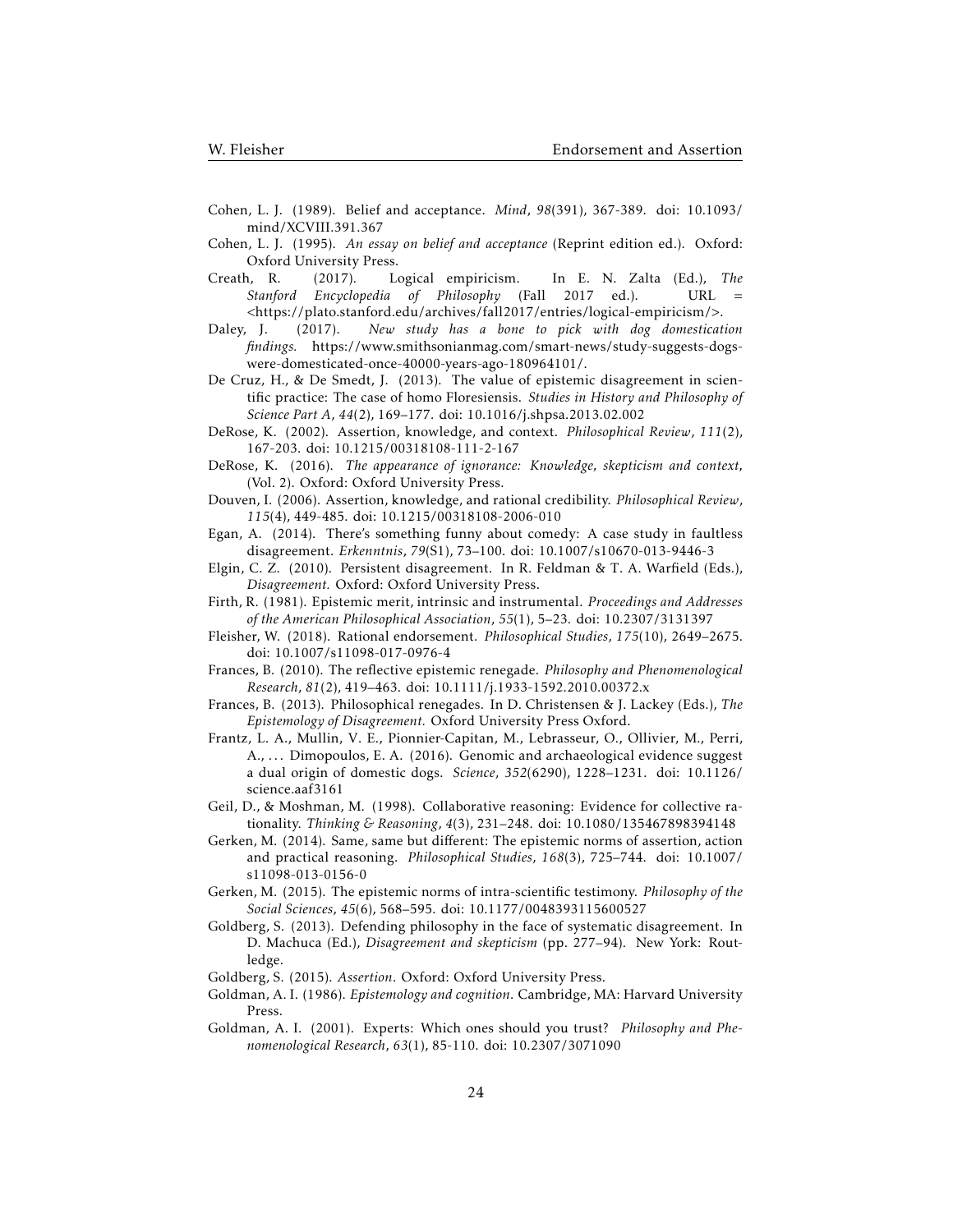Cohen, L. J. (1989). Belief and acceptance. *Mind*, *98*(391), 367-389. doi: 10.1093/mind/XCVIII.391.367

Cohen, L. J. (1995). *An essay on belief and acceptance* (Reprint edition ed.). Oxford: Oxford University Press.

Creath, R. (2017). Logical empiricism. In E. N. Zalta (Ed.), *The Stanford Encyclopedia of Philosophy* (Fall 2017 ed.). URL = <https://plato.stanford.edu/archives/fall2017/entries/logical-empiricism/>.

Daley, J. (2017). *New study has a bone to pick with dog domestication findings.* https://www.smithsonianmag.com/smart-news/study-suggests-dogs-were-domesticated-once-40000-years-ago-180964101/.

De Cruz, H., & De Smedt, J. (2013). The value of epistemic disagreement in scientific practice: The case of homo Floresiensis. *Studies in History and Philosophy of Science Part A*, *44*(2), 169–177. doi: 10.1016/j.shpsa.2013.02.002

DeRose, K. (2002). Assertion, knowledge, and context. *Philosophical Review*, *111*(2), 167-203. doi: 10.1215/00318108-111-2-167

DeRose, K. (2016). *The appearance of ignorance: Knowledge, skepticism and context*, (Vol. 2). Oxford: Oxford University Press.

Douven, I. (2006). Assertion, knowledge, and rational credibility. *Philosophical Review*, *115*(4), 449-485. doi: 10.1215/00318108-2006-010

Egan, A. (2014). There's something funny about comedy: A case study in faultless disagreement. *Erkenntnis*, *79*(S1), 73–100. doi: 10.1007/s10670-013-9446-3

Elgin, C. Z. (2010). Persistent disagreement. In R. Feldman & T. A. Warfield (Eds.), *Disagreement.* Oxford: Oxford University Press.

Firth, R. (1981). Epistemic merit, intrinsic and instrumental. *Proceedings and Addresses of the American Philosophical Association*, *55*(1), 5–23. doi: 10.2307/3131397

Fleisher, W. (2018). Rational endorsement. *Philosophical Studies*, *175*(10), 2649–2675. doi: 10.1007/s11098-017-0976-4

Frances, B. (2010). The reflective epistemic renegade. *Philosophy and Phenomenological Research*, *81*(2), 419–463. doi: 10.1111/j.1933-1592.2010.00372.x

Frances, B. (2013). Philosophical renegades. In D. Christensen & J. Lackey (Eds.), *The Epistemology of Disagreement.* Oxford University Press Oxford.

Frantz, L. A., Mullin, V. E., Pionnier-Capitan, M., Lebrasseur, O., Ollivier, M., Perri, A., ... Dimopoulos, E. A. (2016). Genomic and archaeological evidence suggest a dual origin of domestic dogs. *Science*, *352*(6290), 1228–1231. doi: 10.1126/science.aaf3161

Geil, D., & Moshman, M. (1998). Collaborative reasoning: Evidence for collective rationality. *Thinking & Reasoning*, *4*(3), 231–248. doi: 10.1080/135467898394148

Gerken, M. (2014). Same, same but different: The epistemic norms of assertion, action and practical reasoning. *Philosophical Studies*, *168*(3), 725–744. doi: 10.1007/s11098-013-0156-0

Gerken, M. (2015). The epistemic norms of intra-scientific testimony. *Philosophy of the Social Sciences*, *45*(6), 568–595. doi: 10.1177/0048393115600527

Goldberg, S. (2013). Defending philosophy in the face of systematic disagreement. In D. Machuca (Ed.), *Disagreement and skepticism* (pp. 277–94). New York: Routledge.

Goldberg, S. (2015). *Assertion*. Oxford: Oxford University Press.

Goldman, A. I. (1986). *Epistemology and cognition*. Cambridge, MA: Harvard University Press.

Goldman, A. I. (2001). Experts: Which ones should you trust? *Philosophy and Phenomenological Research*, *63*(1), 85-110. doi: 10.2307/3071090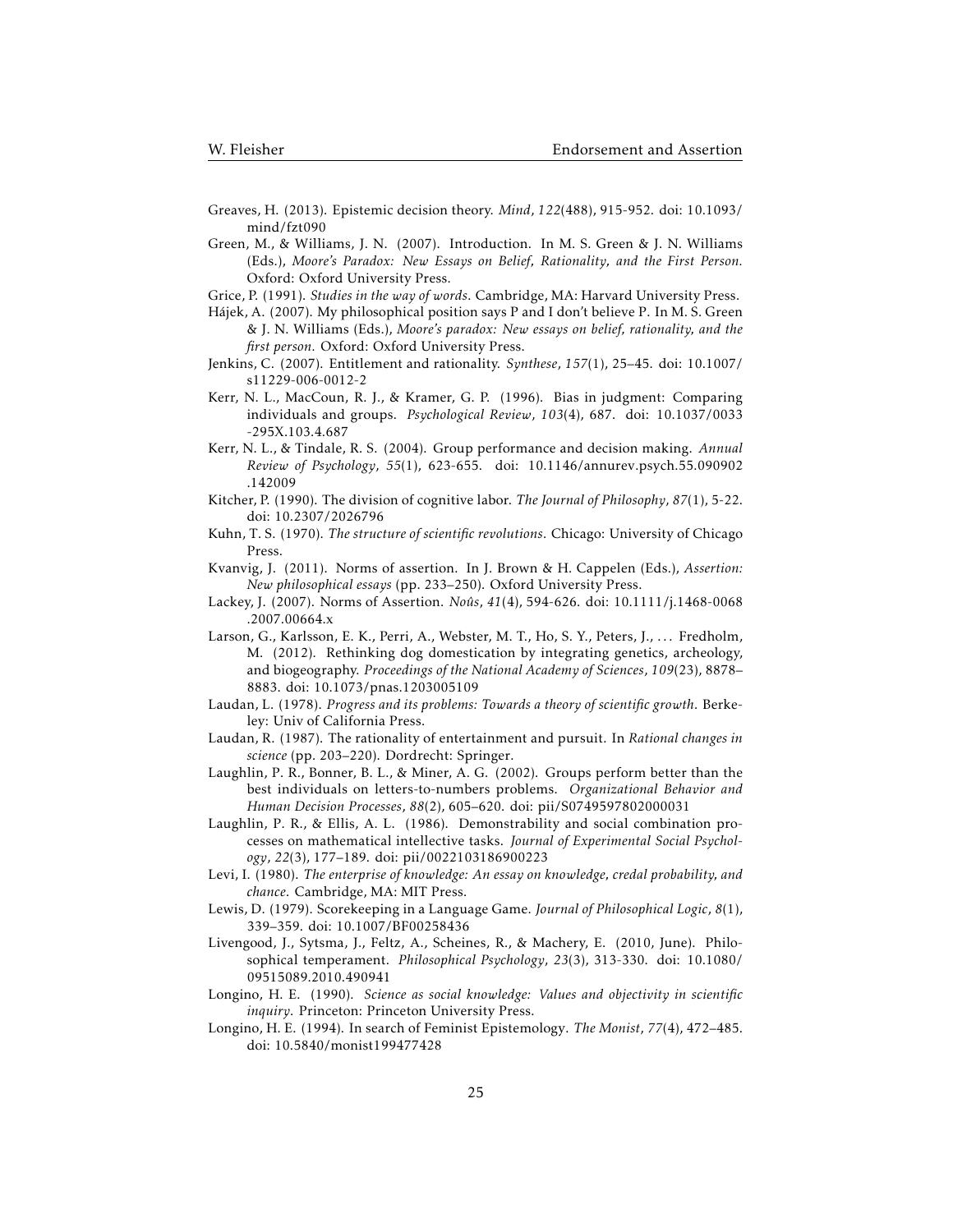Greaves, H. (2013). Epistemic decision theory. *Mind*, *122*(488), 915-952. doi: 10.1093/mind/fzt090

Green, M., & Williams, J. N. (2007). Introduction. In M. S. Green & J. N. Williams (Eds.), *Moore's Paradox: New Essays on Belief, Rationality, and the First Person.* Oxford: Oxford University Press.

Grice, P. (1991). *Studies in the way of words*. Cambridge, MA: Harvard University Press.

Hájek, A. (2007). My philosophical position says P and I don't believe P. In M. S. Green & J. N. Williams (Eds.), *Moore's paradox: New essays on belief, rationality, and the first person.* Oxford: Oxford University Press.

Jenkins, C. (2007). Entitlement and rationality. *Synthese*, *157*(1), 25–45. doi: 10.1007/s11229-006-0012-2

Kerr, N. L., MacCoun, R. J., & Kramer, G. P. (1996). Bias in judgment: Comparing individuals and groups. *Psychological Review*, *103*(4), 687. doi: 10.1037/0033-295X.103.4.687

Kerr, N. L., & Tindale, R. S. (2004). Group performance and decision making. *Annual Review of Psychology*, *55*(1), 623-655. doi: 10.1146/annurev.psych.55.090902.142009

Kitcher, P. (1990). The division of cognitive labor. *The Journal of Philosophy*, *87*(1), 5-22. doi: 10.2307/2026796

Kuhn, T. S. (1970). *The structure of scientific revolutions*. Chicago: University of Chicago Press.

Kvanvig, J. (2011). Norms of assertion. In J. Brown & H. Cappelen (Eds.), *Assertion: New philosophical essays* (pp. 233–250). Oxford University Press.

Lackey, J. (2007). Norms of Assertion. *Noûs*, *41*(4), 594-626. doi: 10.1111/j.1468-0068.2007.00664.x

Larson, G., Karlsson, E. K., Perri, A., Webster, M. T., Ho, S. Y., Peters, J., ... Fredholm, M. (2012). Rethinking dog domestication by integrating genetics, archeology, and biogeography. *Proceedings of the National Academy of Sciences*, *109*(23), 8878–8883. doi: 10.1073/pnas.1203005109

Laudan, L. (1978). *Progress and its problems: Towards a theory of scientific growth*. Berkeley: Univ of California Press.

Laudan, R. (1987). The rationality of entertainment and pursuit. In *Rational changes in science* (pp. 203–220). Dordrecht: Springer.

Laughlin, P. R., Bonner, B. L., & Miner, A. G. (2002). Groups perform better than the best individuals on letters-to-numbers problems. *Organizational Behavior and Human Decision Processes*, *88*(2), 605–620. doi: pii/S0749597802000031

Laughlin, P. R., & Ellis, A. L. (1986). Demonstrability and social combination processes on mathematical intellective tasks. *Journal of Experimental Social Psychology*, *22*(3), 177–189. doi: pii/0022103186900223

Levi, I. (1980). *The enterprise of knowledge: An essay on knowledge, credal probability, and chance*. Cambridge, MA: MIT Press.

Lewis, D. (1979). Scorekeeping in a Language Game. *Journal of Philosophical Logic*, *8*(1), 339–359. doi: 10.1007/BF00258436

Livengood, J., Sytsma, J., Feltz, A., Scheines, R., & Machery, E. (2010, June). Philosophical temperament. *Philosophical Psychology*, *23*(3), 313-330. doi: 10.1080/09515089.2010.490941

Longino, H. E. (1990). *Science as social knowledge: Values and objectivity in scientific inquiry*. Princeton: Princeton University Press.

Longino, H. E. (1994). In search of Feminist Epistemology. *The Monist*, *77*(4), 472–485. doi: 10.5840/monist199477428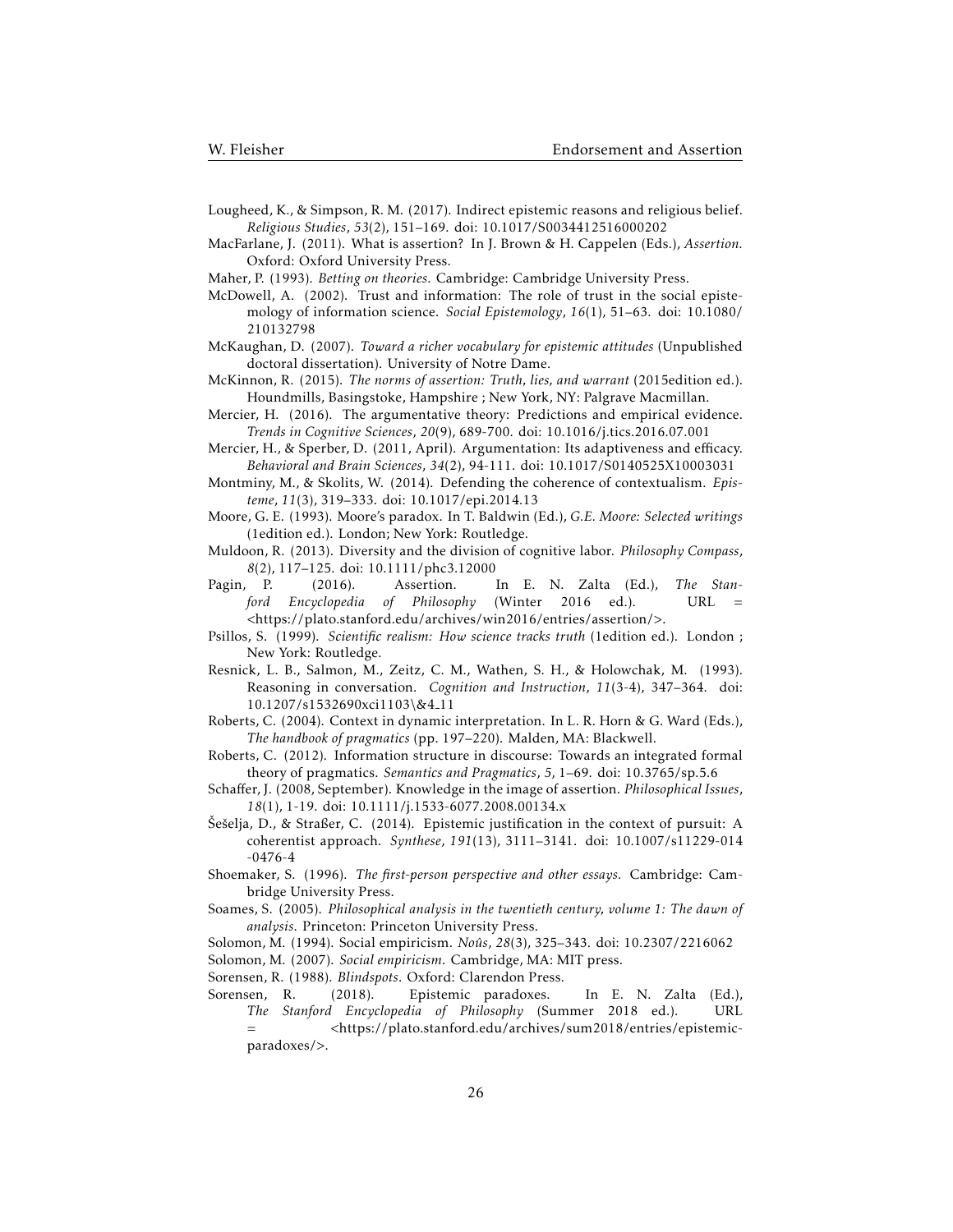Lougheed, K., & Simpson, R. M. (2017). Indirect epistemic reasons and religious belief. *Religious Studies*, *53*(2), 151–169. doi: 10.1017/S0034412516000202

MacFarlane, J. (2011). What is assertion? In J. Brown & H. Cappelen (Eds.), *Assertion*. Oxford: Oxford University Press.

Maher, P. (1993). *Betting on theories*. Cambridge: Cambridge University Press.

McDowell, A. (2002). Trust and information: The role of trust in the social epistemology of information science. *Social Epistemology*, *16*(1), 51–63. doi: 10.1080/210132798

McKaughan, D. (2007). *Toward a richer vocabulary for epistemic attitudes* (Unpublished doctoral dissertation). University of Notre Dame.

McKinnon, R. (2015). *The norms of assertion: Truth, lies, and warrant* (2015edition ed.). Houndmills, Basingstoke, Hampshire ; New York, NY: Palgrave Macmillan.

Mercier, H. (2016). The argumentative theory: Predictions and empirical evidence. *Trends in Cognitive Sciences*, *20*(9), 689-700. doi: 10.1016/j.tics.2016.07.001

Mercier, H., & Sperber, D. (2011, April). Argumentation: Its adaptiveness and efficacy. *Behavioral and Brain Sciences*, *34*(2), 94-111. doi: 10.1017/S0140525X10003031

Montminy, M., & Skolits, W. (2014). Defending the coherence of contextualism. *Episteme*, *11*(3), 319–333. doi: 10.1017/epi.2014.13

Moore, G. E. (1993). Moore's paradox. In T. Baldwin (Ed.), *G.E. Moore: Selected writings* (1edition ed.). London; New York: Routledge.

Muldoon, R. (2013). Diversity and the division of cognitive labor. *Philosophy Compass*, *8*(2), 117–125. doi: 10.1111/phc3.12000

Pagin, P. (2016). Assertion. In E. N. Zalta (Ed.), *The Stanford Encyclopedia of Philosophy* (Winter 2016 ed.). URL = <https://plato.stanford.edu/archives/win2016/entries/assertion/>.

Psillos, S. (1999). *Scientific realism: How science tracks truth* (1edition ed.). London ; New York: Routledge.

Resnick, L. B., Salmon, M., Zeitz, C. M., Wathen, S. H., & Holowchak, M. (1993). Reasoning in conversation. *Cognition and Instruction*, *11*(3-4), 347–364. doi: 10.1207/s1532690xci1103\&4_11

Roberts, C. (2004). Context in dynamic interpretation. In L. R. Horn & G. Ward (Eds.), *The handbook of pragmatics* (pp. 197–220). Malden, MA: Blackwell.

Roberts, C. (2012). Information structure in discourse: Towards an integrated formal theory of pragmatics. *Semantics and Pragmatics*, *5*, 1–69. doi: 10.3765/sp.5.6

Schaffer, J. (2008, September). Knowledge in the image of assertion. *Philosophical Issues*, *18*(1), 1-19. doi: 10.1111/j.1533-6077.2008.00134.x

Šešelja, D., & Straßer, C. (2014). Epistemic justification in the context of pursuit: A coherentist approach. *Synthese*, *191*(13), 3111–3141. doi: 10.1007/s11229-014-0476-4

Shoemaker, S. (1996). *The first-person perspective and other essays*. Cambridge: Cambridge University Press.

Soames, S. (2005). *Philosophical analysis in the twentieth century, volume 1: The dawn of analysis*. Princeton: Princeton University Press.

Solomon, M. (1994). Social empiricism. *Noûs*, *28*(3), 325–343. doi: 10.2307/2216062

Solomon, M. (2007). *Social empiricism*. Cambridge, MA: MIT press.

Sorensen, R. (1988). *Blindspots*. Oxford: Clarendon Press.

Sorensen, R. (2018). Epistemic paradoxes. In E. N. Zalta (Ed.), *The Stanford Encyclopedia of Philosophy* (Summer 2018 ed.). URL = <https://plato.stanford.edu/archives/sum2018/entries/epistemic-paradoxes/>.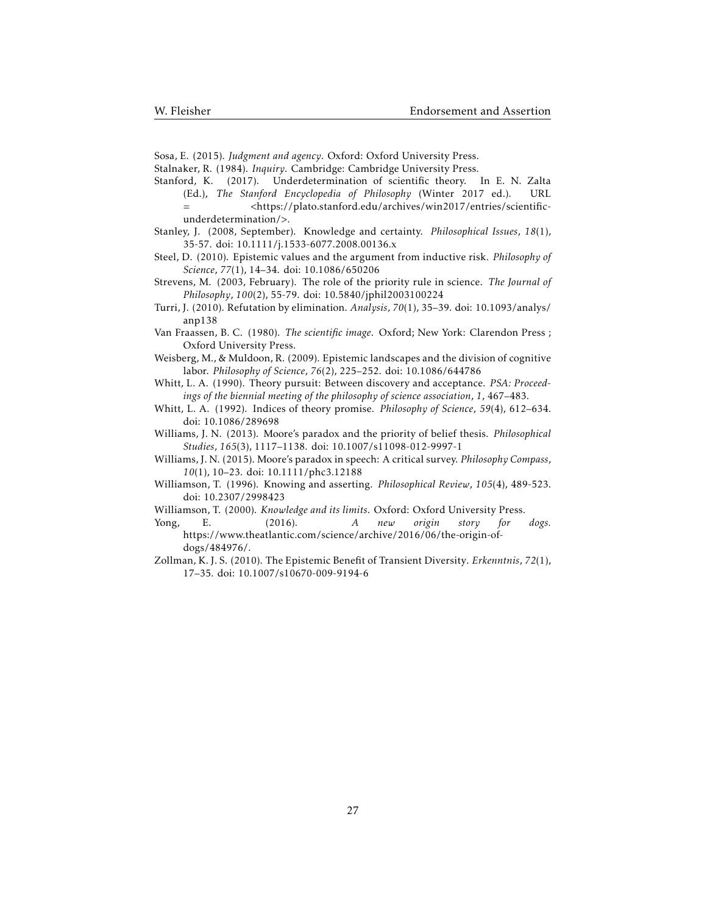Sosa, E. (2015). *Judgment and agency*. Oxford: Oxford University Press.

Stalnaker, R. (1984). *Inquiry*. Cambridge: Cambridge University Press.

Stanford, K. (2017). Underdetermination of scientific theory. In E. N. Zalta (Ed.), *The Stanford Encyclopedia of Philosophy* (Winter 2017 ed.). URL = <https://plato.stanford.edu/archives/win2017/entries/scientific-underdetermination/>.

Stanley, J. (2008, September). Knowledge and certainty. *Philosophical Issues*, *18*(1), 35-57. doi: 10.1111/j.1533-6077.2008.00136.x

Steel, D. (2010). Epistemic values and the argument from inductive risk. *Philosophy of Science*, *77*(1), 14–34. doi: 10.1086/650206

Strevens, M. (2003, February). The role of the priority rule in science. *The Journal of Philosophy*, *100*(2), 55-79. doi: 10.5840/jphil2003100224

Turri, J. (2010). Refutation by elimination. *Analysis*, *70*(1), 35–39. doi: 10.1093/analys/anp138

Van Fraassen, B. C. (1980). *The scientific image*. Oxford; New York: Clarendon Press ; Oxford University Press.

Weisberg, M., & Muldoon, R. (2009). Epistemic landscapes and the division of cognitive labor. *Philosophy of Science*, *76*(2), 225–252. doi: 10.1086/644786

Whitt, L. A. (1990). Theory pursuit: Between discovery and acceptance. *PSA: Proceedings of the biennial meeting of the philosophy of science association*, *1*, 467–483.

Whitt, L. A. (1992). Indices of theory promise. *Philosophy of Science*, *59*(4), 612–634. doi: 10.1086/289698

Williams, J. N. (2013). Moore's paradox and the priority of belief thesis. *Philosophical Studies*, *165*(3), 1117–1138. doi: 10.1007/s11098-012-9997-1

Williams, J. N. (2015). Moore's paradox in speech: A critical survey. *Philosophy Compass*, *10*(1), 10–23. doi: 10.1111/phc3.12188

Williamson, T. (1996). Knowing and asserting. *Philosophical Review*, *105*(4), 489-523. doi: 10.2307/2998423

Williamson, T. (2000). *Knowledge and its limits*. Oxford: Oxford University Press.

Yong, E. (2016). *A new origin story for dogs.* https://www.theatlantic.com/science/archive/2016/06/the-origin-of-dogs/484976/.

Zollman, K. J. S. (2010). The Epistemic Benefit of Transient Diversity. *Erkenntnis*, *72*(1), 17–35. doi: 10.1007/s10670-009-9194-6